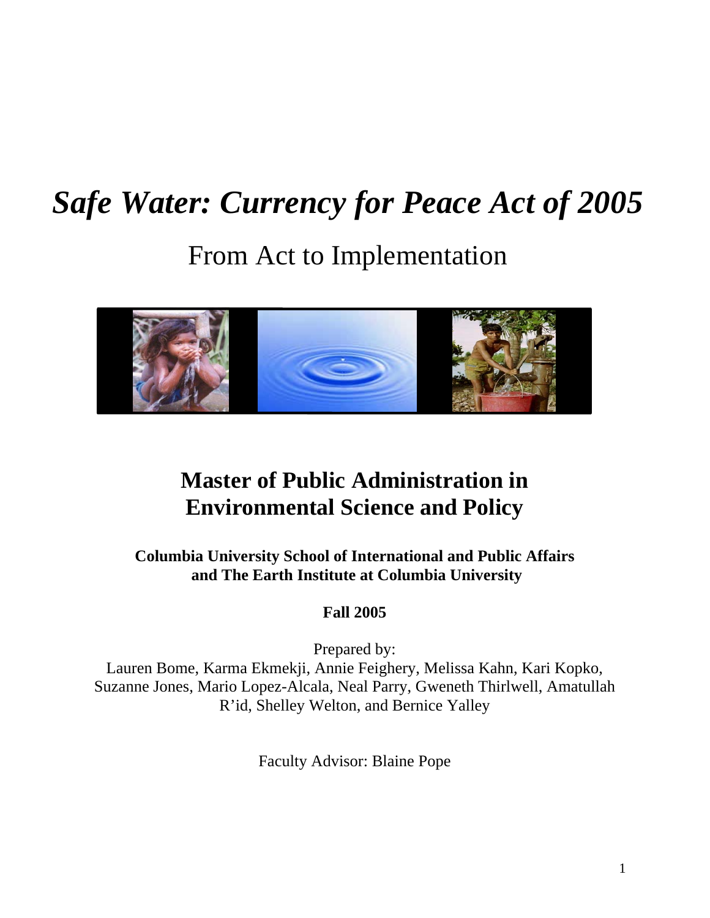# *Safe Water: Currency for Peace Act of 2005*

## From Act to Implementation

## Master of Public Administration in Environmental Science and Policy

**Columbia University School of International and Public Affairs and The Earth Institute at Columbia University**

**Fall 2005**

Prepared by:
Lauren Bome, Karma Ekmekji, Annie Feighery, Melissa Kahn, Kari Kopko, Suzanne Jones, Mario Lopez-Alcala, Neal Parry, Gweneth Thirlwell, Amatullah R'id, Shelley Welton, and Bernice Yalley

Faculty Advisor: Blaine Pope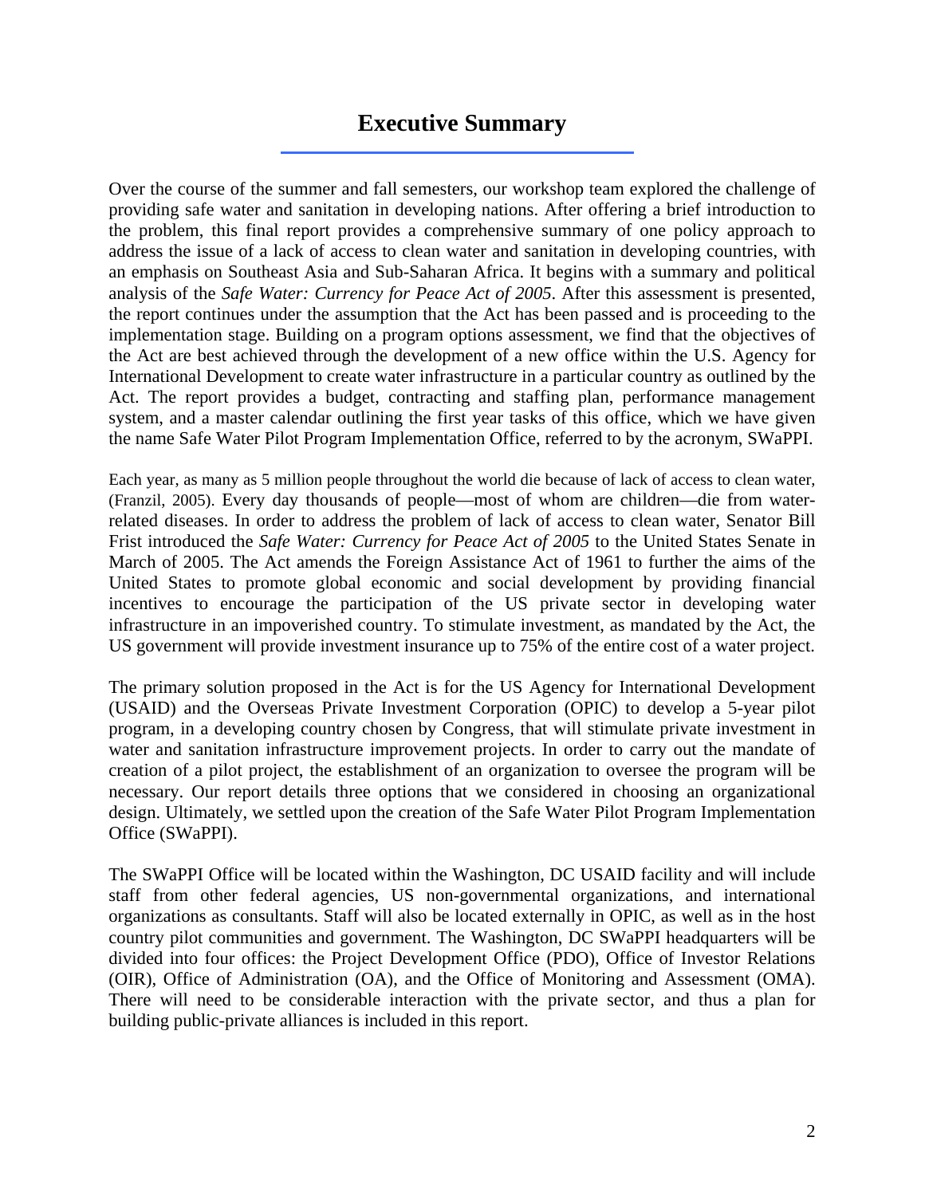# Executive Summary

Over the course of the summer and fall semesters, our workshop team explored the challenge of providing safe water and sanitation in developing nations. After offering a brief introduction to the problem, this final report provides a comprehensive summary of one policy approach to address the issue of a lack of access to clean water and sanitation in developing countries, with an emphasis on Southeast Asia and Sub-Saharan Africa. It begins with a summary and political analysis of the *Safe Water: Currency for Peace Act of 2005*. After this assessment is presented, the report continues under the assumption that the Act has been passed and is proceeding to the implementation stage. Building on a program options assessment, we find that the objectives of the Act are best achieved through the development of a new office within the U.S. Agency for International Development to create water infrastructure in a particular country as outlined by the Act. The report provides a budget, contracting and staffing plan, performance management system, and a master calendar outlining the first year tasks of this office, which we have given the name Safe Water Pilot Program Implementation Office, referred to by the acronym, SWaPPI.

Each year, as many as 5 million people throughout the world die because of lack of access to clean water, (Franzil, 2005). Every day thousands of people—most of whom are children—die from water-related diseases. In order to address the problem of lack of access to clean water, Senator Bill Frist introduced the *Safe Water: Currency for Peace Act of 2005* to the United States Senate in March of 2005. The Act amends the Foreign Assistance Act of 1961 to further the aims of the United States to promote global economic and social development by providing financial incentives to encourage the participation of the US private sector in developing water infrastructure in an impoverished country. To stimulate investment, as mandated by the Act, the US government will provide investment insurance up to 75% of the entire cost of a water project.

The primary solution proposed in the Act is for the US Agency for International Development (USAID) and the Overseas Private Investment Corporation (OPIC) to develop a 5-year pilot program, in a developing country chosen by Congress, that will stimulate private investment in water and sanitation infrastructure improvement projects. In order to carry out the mandate of creation of a pilot project, the establishment of an organization to oversee the program will be necessary. Our report details three options that we considered in choosing an organizational design. Ultimately, we settled upon the creation of the Safe Water Pilot Program Implementation Office (SWaPPI).

The SWaPPI Office will be located within the Washington, DC USAID facility and will include staff from other federal agencies, US non-governmental organizations, and international organizations as consultants. Staff will also be located externally in OPIC, as well as in the host country pilot communities and government. The Washington, DC SWaPPI headquarters will be divided into four offices: the Project Development Office (PDO), Office of Investor Relations (OIR), Office of Administration (OA), and the Office of Monitoring and Assessment (OMA). There will need to be considerable interaction with the private sector, and thus a plan for building public-private alliances is included in this report.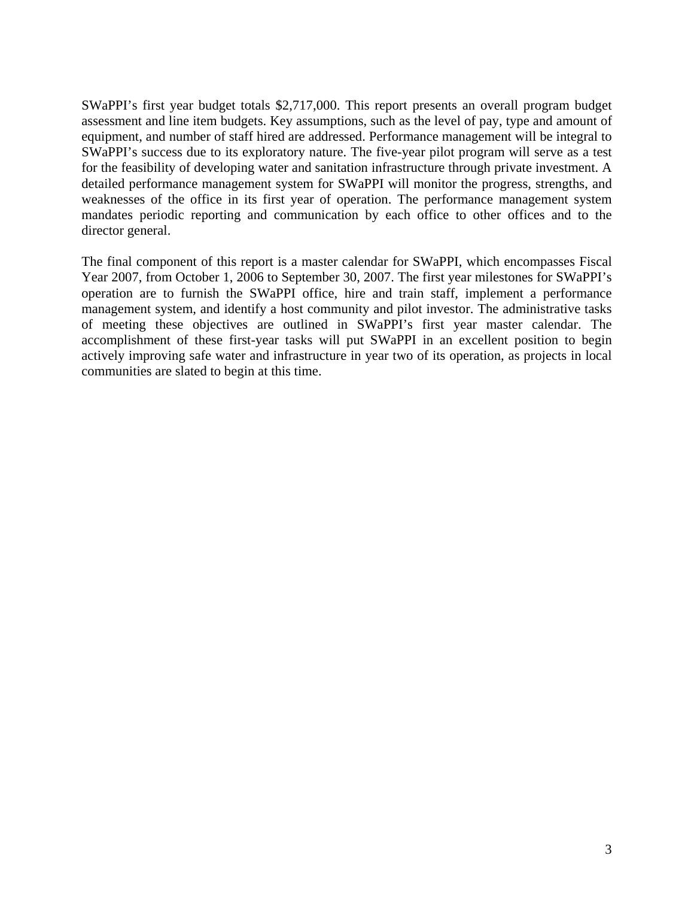SWaPPI's first year budget totals $2,717,000. This report presents an overall program budget assessment and line item budgets. Key assumptions, such as the level of pay, type and amount of equipment, and number of staff hired are addressed. Performance management will be integral to SWaPPI's success due to its exploratory nature. The five-year pilot program will serve as a test for the feasibility of developing water and sanitation infrastructure through private investment. A detailed performance management system for SWaPPI will monitor the progress, strengths, and weaknesses of the office in its first year of operation. The performance management system mandates periodic reporting and communication by each office to other offices and to the director general.

The final component of this report is a master calendar for SWaPPI, which encompasses Fiscal Year 2007, from October 1, 2006 to September 30, 2007. The first year milestones for SWaPPI's operation are to furnish the SWaPPI office, hire and train staff, implement a performance management system, and identify a host community and pilot investor. The administrative tasks of meeting these objectives are outlined in SWaPPI's first year master calendar. The accomplishment of these first-year tasks will put SWaPPI in an excellent position to begin actively improving safe water and infrastructure in year two of its operation, as projects in local communities are slated to begin at this time.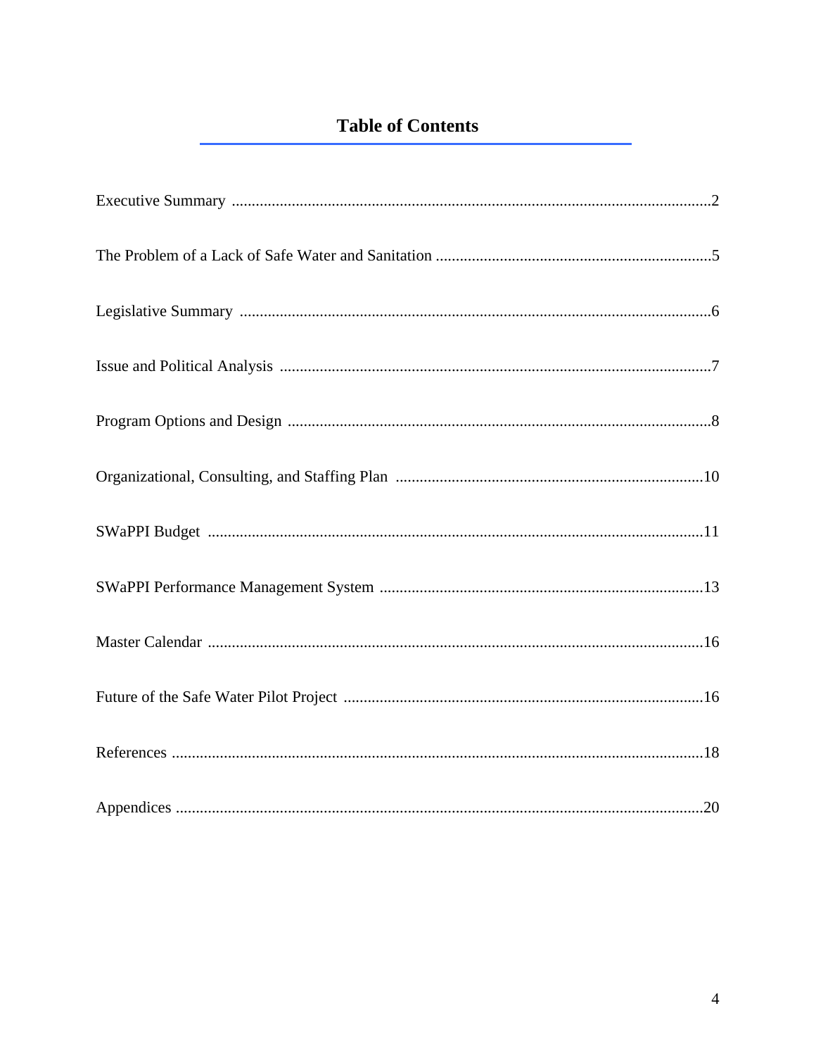# Table of Contents

Executive Summary ........................................................................................................................2

The Problem of a Lack of Safe Water and Sanitation .....................................................................5

Legislative Summary .......................................................................................................................6

Issue and Political Analysis ............................................................................................................7

Program Options and Design ..........................................................................................................8

Organizational, Consulting, and Staffing Plan .............................................................................10

SWaPPI Budget ............................................................................................................................11

SWaPPI Performance Management System .................................................................................13

Master Calendar ............................................................................................................................16

Future of the Safe Water Pilot Project ..........................................................................................16

References .....................................................................................................................................18

Appendices ....................................................................................................................................20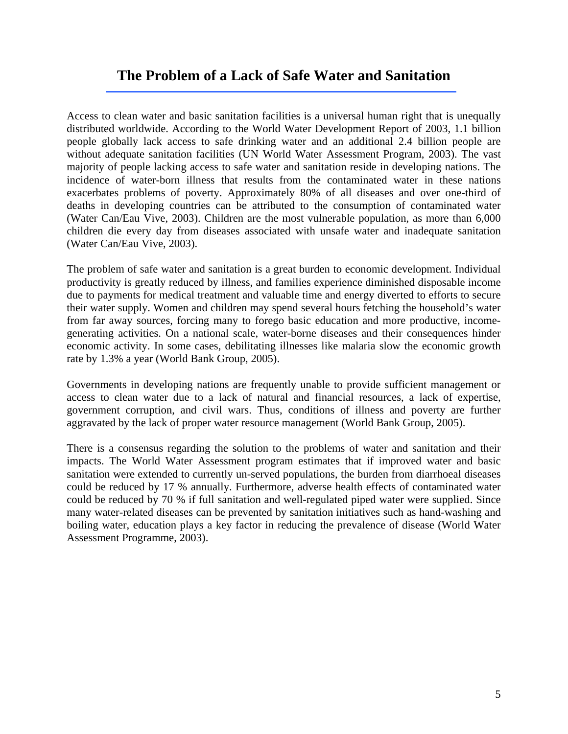## The Problem of a Lack of Safe Water and Sanitation

Access to clean water and basic sanitation facilities is a universal human right that is unequally distributed worldwide. According to the World Water Development Report of 2003, 1.1 billion people globally lack access to safe drinking water and an additional 2.4 billion people are without adequate sanitation facilities (UN World Water Assessment Program, 2003). The vast majority of people lacking access to safe water and sanitation reside in developing nations. The incidence of water-born illness that results from the contaminated water in these nations exacerbates problems of poverty. Approximately 80% of all diseases and over one-third of deaths in developing countries can be attributed to the consumption of contaminated water (Water Can/Eau Vive, 2003). Children are the most vulnerable population, as more than 6,000 children die every day from diseases associated with unsafe water and inadequate sanitation (Water Can/Eau Vive, 2003).

The problem of safe water and sanitation is a great burden to economic development. Individual productivity is greatly reduced by illness, and families experience diminished disposable income due to payments for medical treatment and valuable time and energy diverted to efforts to secure their water supply. Women and children may spend several hours fetching the household's water from far away sources, forcing many to forego basic education and more productive, income-generating activities. On a national scale, water-borne diseases and their consequences hinder economic activity. In some cases, debilitating illnesses like malaria slow the economic growth rate by 1.3% a year (World Bank Group, 2005).

Governments in developing nations are frequently unable to provide sufficient management or access to clean water due to a lack of natural and financial resources, a lack of expertise, government corruption, and civil wars. Thus, conditions of illness and poverty are further aggravated by the lack of proper water resource management (World Bank Group, 2005).

There is a consensus regarding the solution to the problems of water and sanitation and their impacts. The World Water Assessment program estimates that if improved water and basic sanitation were extended to currently un-served populations, the burden from diarrhoeal diseases could be reduced by 17 % annually. Furthermore, adverse health effects of contaminated water could be reduced by 70 % if full sanitation and well-regulated piped water were supplied. Since many water-related diseases can be prevented by sanitation initiatives such as hand-washing and boiling water, education plays a key factor in reducing the prevalence of disease (World Water Assessment Programme, 2003).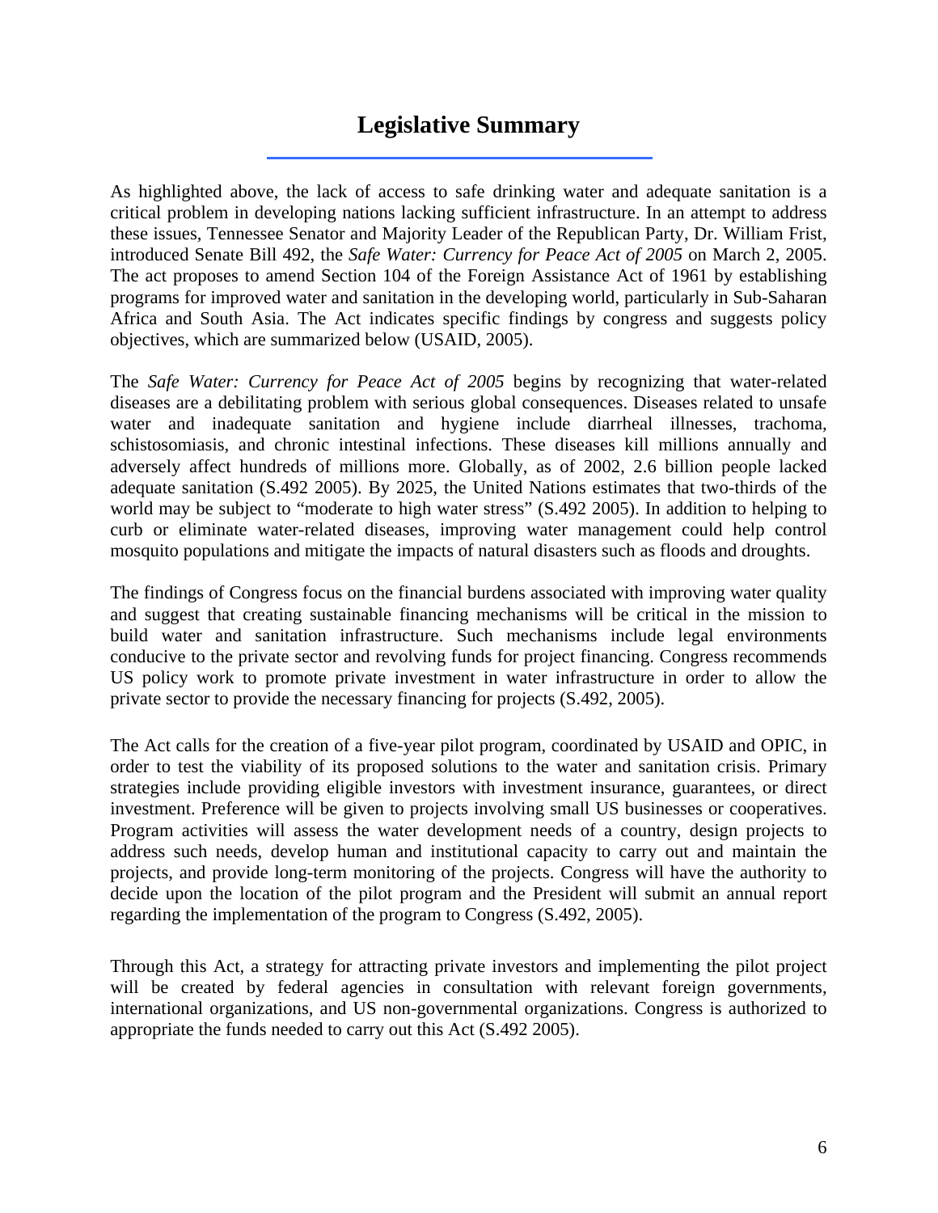# Legislative Summary

As highlighted above, the lack of access to safe drinking water and adequate sanitation is a critical problem in developing nations lacking sufficient infrastructure. In an attempt to address these issues, Tennessee Senator and Majority Leader of the Republican Party, Dr. William Frist, introduced Senate Bill 492, the *Safe Water: Currency for Peace Act of 2005* on March 2, 2005. The act proposes to amend Section 104 of the Foreign Assistance Act of 1961 by establishing programs for improved water and sanitation in the developing world, particularly in Sub-Saharan Africa and South Asia. The Act indicates specific findings by congress and suggests policy objectives, which are summarized below (USAID, 2005).

The *Safe Water: Currency for Peace Act of 2005* begins by recognizing that water-related diseases are a debilitating problem with serious global consequences. Diseases related to unsafe water and inadequate sanitation and hygiene include diarrheal illnesses, trachoma, schistosomiasis, and chronic intestinal infections. These diseases kill millions annually and adversely affect hundreds of millions more. Globally, as of 2002, 2.6 billion people lacked adequate sanitation (S.492 2005). By 2025, the United Nations estimates that two-thirds of the world may be subject to "moderate to high water stress" (S.492 2005). In addition to helping to curb or eliminate water-related diseases, improving water management could help control mosquito populations and mitigate the impacts of natural disasters such as floods and droughts.

The findings of Congress focus on the financial burdens associated with improving water quality and suggest that creating sustainable financing mechanisms will be critical in the mission to build water and sanitation infrastructure. Such mechanisms include legal environments conducive to the private sector and revolving funds for project financing. Congress recommends US policy work to promote private investment in water infrastructure in order to allow the private sector to provide the necessary financing for projects (S.492, 2005).

The Act calls for the creation of a five-year pilot program, coordinated by USAID and OPIC, in order to test the viability of its proposed solutions to the water and sanitation crisis. Primary strategies include providing eligible investors with investment insurance, guarantees, or direct investment. Preference will be given to projects involving small US businesses or cooperatives. Program activities will assess the water development needs of a country, design projects to address such needs, develop human and institutional capacity to carry out and maintain the projects, and provide long-term monitoring of the projects. Congress will have the authority to decide upon the location of the pilot program and the President will submit an annual report regarding the implementation of the program to Congress (S.492, 2005).

Through this Act, a strategy for attracting private investors and implementing the pilot project will be created by federal agencies in consultation with relevant foreign governments, international organizations, and US non-governmental organizations. Congress is authorized to appropriate the funds needed to carry out this Act (S.492 2005).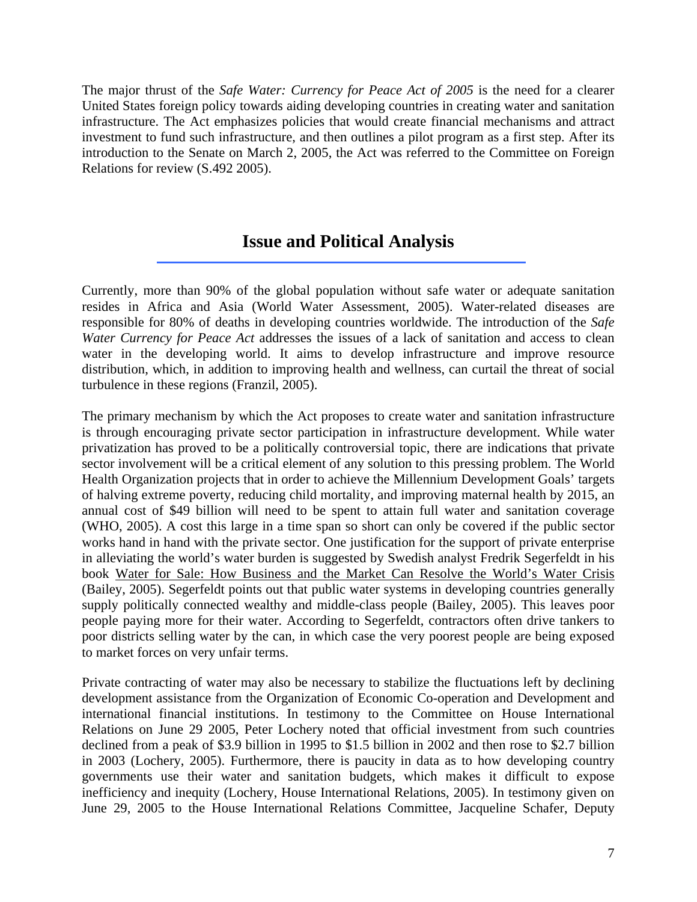The major thrust of the *Safe Water: Currency for Peace Act of 2005* is the need for a clearer United States foreign policy towards aiding developing countries in creating water and sanitation infrastructure. The Act emphasizes policies that would create financial mechanisms and attract investment to fund such infrastructure, and then outlines a pilot program as a first step. After its introduction to the Senate on March 2, 2005, the Act was referred to the Committee on Foreign Relations for review (S.492 2005).

## Issue and Political Analysis

Currently, more than 90% of the global population without safe water or adequate sanitation resides in Africa and Asia (World Water Assessment, 2005). Water-related diseases are responsible for 80% of deaths in developing countries worldwide. The introduction of the *Safe Water Currency for Peace Act* addresses the issues of a lack of sanitation and access to clean water in the developing world. It aims to develop infrastructure and improve resource distribution, which, in addition to improving health and wellness, can curtail the threat of social turbulence in these regions (Franzil, 2005).

The primary mechanism by which the Act proposes to create water and sanitation infrastructure is through encouraging private sector participation in infrastructure development. While water privatization has proved to be a politically controversial topic, there are indications that private sector involvement will be a critical element of any solution to this pressing problem. The World Health Organization projects that in order to achieve the Millennium Development Goals' targets of halving extreme poverty, reducing child mortality, and improving maternal health by 2015, an annual cost of $49 billion will need to be spent to attain full water and sanitation coverage (WHO, 2005). A cost this large in a time span so short can only be covered if the public sector works hand in hand with the private sector. One justification for the support of private enterprise in alleviating the world's water burden is suggested by Swedish analyst Fredrik Segerfeldt in his book <u>Water for Sale: How Business and the Market Can Resolve the World's Water Crisis</u> (Bailey, 2005). Segerfeldt points out that public water systems in developing countries generally supply politically connected wealthy and middle-class people (Bailey, 2005). This leaves poor people paying more for their water. According to Segerfeldt, contractors often drive tankers to poor districts selling water by the can, in which case the very poorest people are being exposed to market forces on very unfair terms.

Private contracting of water may also be necessary to stabilize the fluctuations left by declining development assistance from the Organization of Economic Co-operation and Development and international financial institutions. In testimony to the Committee on House International Relations on June 29 2005, Peter Lochery noted that official investment from such countries declined from a peak of $3.9 billion in 1995 to $1.5 billion in 2002 and then rose to $2.7 billion in 2003 (Lochery, 2005). Furthermore, there is paucity in data as to how developing country governments use their water and sanitation budgets, which makes it difficult to expose inefficiency and inequity (Lochery, House International Relations, 2005). In testimony given on June 29, 2005 to the House International Relations Committee, Jacqueline Schafer, Deputy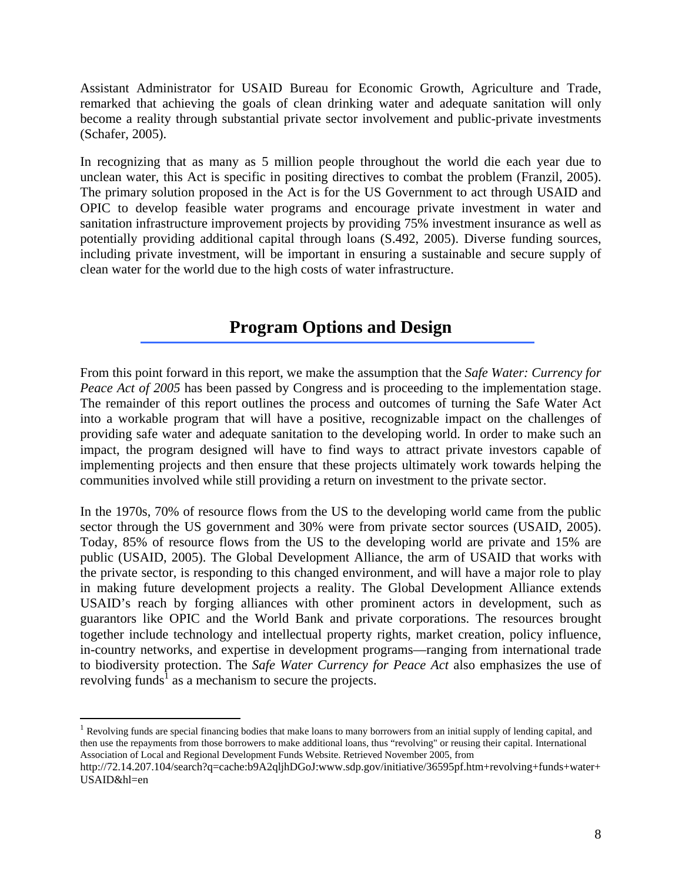Assistant Administrator for USAID Bureau for Economic Growth, Agriculture and Trade, remarked that achieving the goals of clean drinking water and adequate sanitation will only become a reality through substantial private sector involvement and public-private investments (Schafer, 2005).

In recognizing that as many as 5 million people throughout the world die each year due to unclean water, this Act is specific in positing directives to combat the problem (Franzil, 2005). The primary solution proposed in the Act is for the US Government to act through USAID and OPIC to develop feasible water programs and encourage private investment in water and sanitation infrastructure improvement projects by providing 75% investment insurance as well as potentially providing additional capital through loans (S.492, 2005). Diverse funding sources, including private investment, will be important in ensuring a sustainable and secure supply of clean water for the world due to the high costs of water infrastructure.

## Program Options and Design

From this point forward in this report, we make the assumption that the *Safe Water: Currency for Peace Act of 2005* has been passed by Congress and is proceeding to the implementation stage. The remainder of this report outlines the process and outcomes of turning the Safe Water Act into a workable program that will have a positive, recognizable impact on the challenges of providing safe water and adequate sanitation to the developing world. In order to make such an impact, the program designed will have to find ways to attract private investors capable of implementing projects and then ensure that these projects ultimately work towards helping the communities involved while still providing a return on investment to the private sector.

In the 1970s, 70% of resource flows from the US to the developing world came from the public sector through the US government and 30% were from private sector sources (USAID, 2005). Today, 85% of resource flows from the US to the developing world are private and 15% are public (USAID, 2005). The Global Development Alliance, the arm of USAID that works with the private sector, is responding to this changed environment, and will have a major role to play in making future development projects a reality. The Global Development Alliance extends USAID's reach by forging alliances with other prominent actors in development, such as guarantors like OPIC and the World Bank and private corporations. The resources brought together include technology and intellectual property rights, market creation, policy influence, in-country networks, and expertise in development programs—ranging from international trade to biodiversity protection. The *Safe Water Currency for Peace Act* also emphasizes the use of revolving funds[1] as a mechanism to secure the projects.

---

[1] Revolving funds are special financing bodies that make loans to many borrowers from an initial supply of lending capital, and then use the repayments from those borrowers to make additional loans, thus "revolving" or reusing their capital. International Association of Local and Regional Development Funds Website. Retrieved November 2005, from http://72.14.207.104/search?q=cache:b9A2qljhDGoJ:www.sdp.gov/initiative/36595pf.htm+revolving+funds+water+USAID&hl=en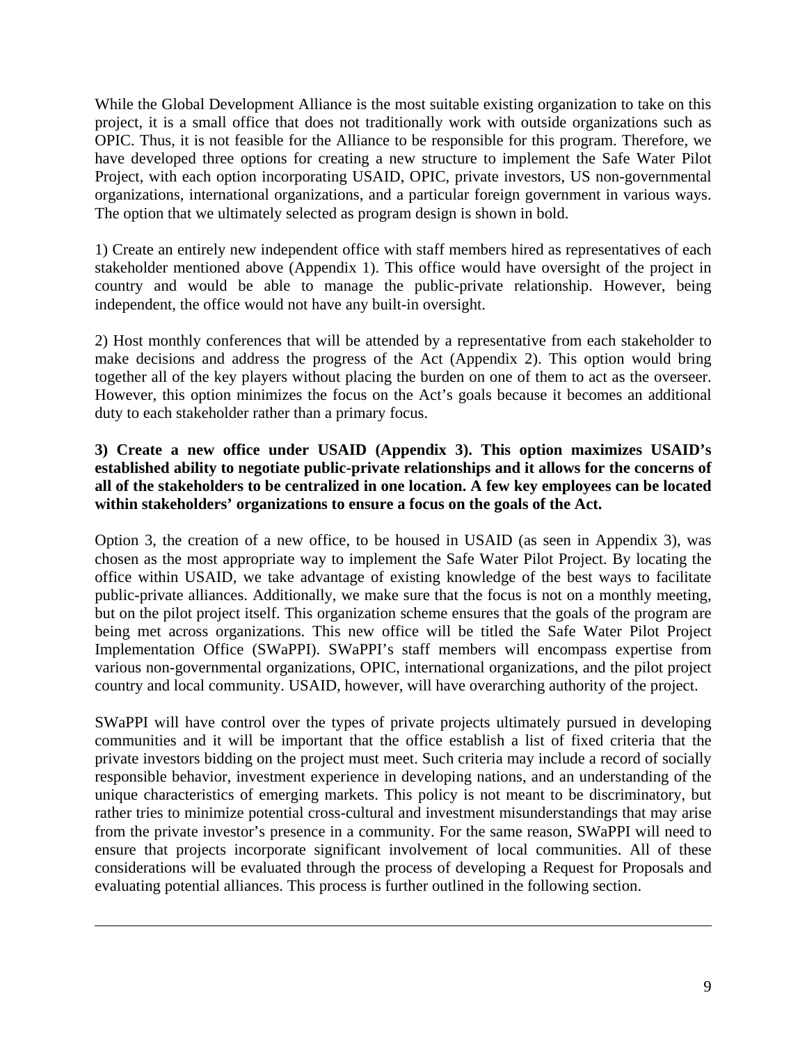While the Global Development Alliance is the most suitable existing organization to take on this project, it is a small office that does not traditionally work with outside organizations such as OPIC. Thus, it is not feasible for the Alliance to be responsible for this program. Therefore, we have developed three options for creating a new structure to implement the Safe Water Pilot Project, with each option incorporating USAID, OPIC, private investors, US non-governmental organizations, international organizations, and a particular foreign government in various ways. The option that we ultimately selected as program design is shown in bold.

1) Create an entirely new independent office with staff members hired as representatives of each stakeholder mentioned above (Appendix 1). This office would have oversight of the project in country and would be able to manage the public-private relationship. However, being independent, the office would not have any built-in oversight.

2) Host monthly conferences that will be attended by a representative from each stakeholder to make decisions and address the progress of the Act (Appendix 2). This option would bring together all of the key players without placing the burden on one of them to act as the overseer. However, this option minimizes the focus on the Act's goals because it becomes an additional duty to each stakeholder rather than a primary focus.

**3) Create a new office under USAID (Appendix 3). This option maximizes USAID's established ability to negotiate public-private relationships and it allows for the concerns of all of the stakeholders to be centralized in one location. A few key employees can be located within stakeholders' organizations to ensure a focus on the goals of the Act.**

Option 3, the creation of a new office, to be housed in USAID (as seen in Appendix 3), was chosen as the most appropriate way to implement the Safe Water Pilot Project. By locating the office within USAID, we take advantage of existing knowledge of the best ways to facilitate public-private alliances. Additionally, we make sure that the focus is not on a monthly meeting, but on the pilot project itself. This organization scheme ensures that the goals of the program are being met across organizations. This new office will be titled the Safe Water Pilot Project Implementation Office (SWaPPI). SWaPPI's staff members will encompass expertise from various non-governmental organizations, OPIC, international organizations, and the pilot project country and local community. USAID, however, will have overarching authority of the project.

SWaPPI will have control over the types of private projects ultimately pursued in developing communities and it will be important that the office establish a list of fixed criteria that the private investors bidding on the project must meet. Such criteria may include a record of socially responsible behavior, investment experience in developing nations, and an understanding of the unique characteristics of emerging markets. This policy is not meant to be discriminatory, but rather tries to minimize potential cross-cultural and investment misunderstandings that may arise from the private investor's presence in a community. For the same reason, SWaPPI will need to ensure that projects incorporate significant involvement of local communities. All of these considerations will be evaluated through the process of developing a Request for Proposals and evaluating potential alliances. This process is further outlined in the following section.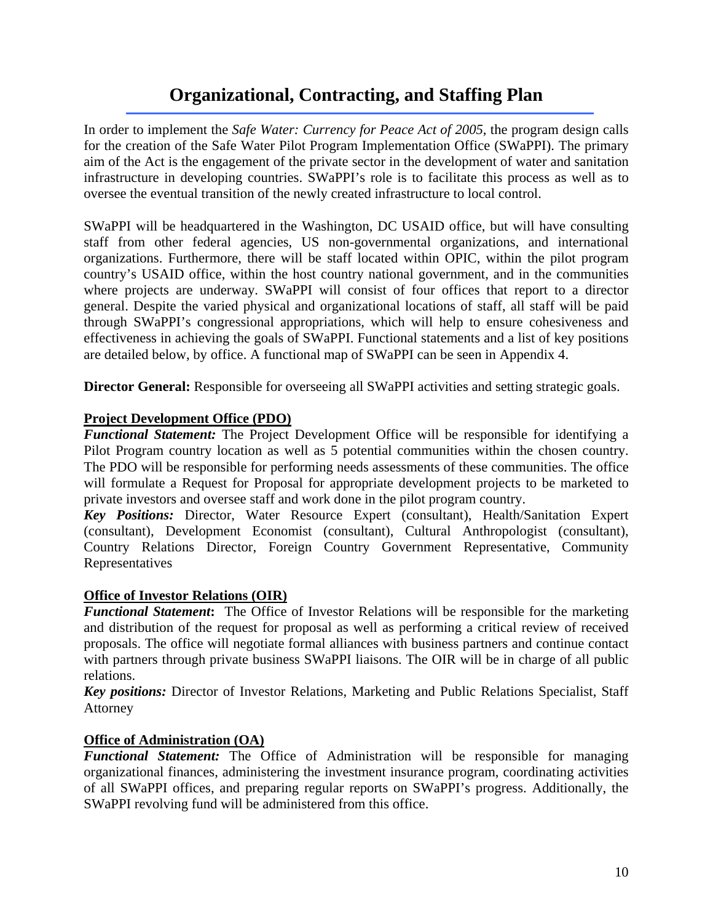# Organizational, Contracting, and Staffing Plan

In order to implement the *Safe Water: Currency for Peace Act of 2005*, the program design calls for the creation of the Safe Water Pilot Program Implementation Office (SWaPPI). The primary aim of the Act is the engagement of the private sector in the development of water and sanitation infrastructure in developing countries. SWaPPI's role is to facilitate this process as well as to oversee the eventual transition of the newly created infrastructure to local control.

SWaPPI will be headquartered in the Washington, DC USAID office, but will have consulting staff from other federal agencies, US non-governmental organizations, and international organizations. Furthermore, there will be staff located within OPIC, within the pilot program country's USAID office, within the host country national government, and in the communities where projects are underway. SWaPPI will consist of four offices that report to a director general. Despite the varied physical and organizational locations of staff, all staff will be paid through SWaPPI's congressional appropriations, which will help to ensure cohesiveness and effectiveness in achieving the goals of SWaPPI. Functional statements and a list of key positions are detailed below, by office. A functional map of SWaPPI can be seen in Appendix 4.

**Director General:** Responsible for overseeing all SWaPPI activities and setting strategic goals.

**Project Development Office (PDO)**

***Functional Statement:*** The Project Development Office will be responsible for identifying a Pilot Program country location as well as 5 potential communities within the chosen country. The PDO will be responsible for performing needs assessments of these communities. The office will formulate a Request for Proposal for appropriate development projects to be marketed to private investors and oversee staff and work done in the pilot program country.

***Key Positions:*** Director, Water Resource Expert (consultant), Health/Sanitation Expert (consultant), Development Economist (consultant), Cultural Anthropologist (consultant), Country Relations Director, Foreign Country Government Representative, Community Representatives

**Office of Investor Relations (OIR)**

***Functional Statement*:** The Office of Investor Relations will be responsible for the marketing and distribution of the request for proposal as well as performing a critical review of received proposals. The office will negotiate formal alliances with business partners and continue contact with partners through private business SWaPPI liaisons. The OIR will be in charge of all public relations.

***Key positions:*** Director of Investor Relations, Marketing and Public Relations Specialist, Staff Attorney

**Office of Administration (OA)**

***Functional Statement:*** The Office of Administration will be responsible for managing organizational finances, administering the investment insurance program, coordinating activities of all SWaPPI offices, and preparing regular reports on SWaPPI's progress. Additionally, the SWaPPI revolving fund will be administered from this office.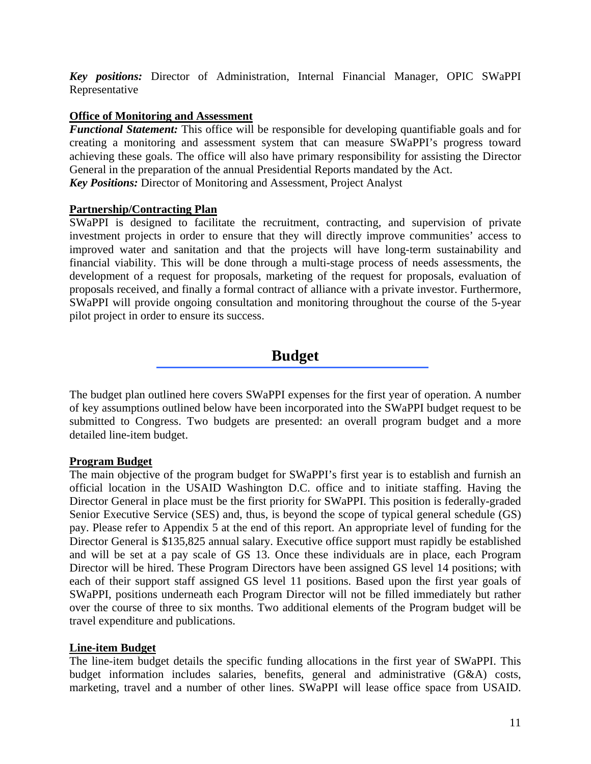***Key positions:*** Director of Administration, Internal Financial Manager, OPIC SWaPPI Representative

**Office of Monitoring and Assessment**

***Functional Statement:*** This office will be responsible for developing quantifiable goals and for creating a monitoring and assessment system that can measure SWaPPI's progress toward achieving these goals. The office will also have primary responsibility for assisting the Director General in the preparation of the annual Presidential Reports mandated by the Act.

***Key Positions:*** Director of Monitoring and Assessment, Project Analyst

**Partnership/Contracting Plan**

SWaPPI is designed to facilitate the recruitment, contracting, and supervision of private investment projects in order to ensure that they will directly improve communities' access to improved water and sanitation and that the projects will have long-term sustainability and financial viability. This will be done through a multi-stage process of needs assessments, the development of a request for proposals, marketing of the request for proposals, evaluation of proposals received, and finally a formal contract of alliance with a private investor. Furthermore, SWaPPI will provide ongoing consultation and monitoring throughout the course of the 5-year pilot project in order to ensure its success.

# Budget

The budget plan outlined here covers SWaPPI expenses for the first year of operation. A number of key assumptions outlined below have been incorporated into the SWaPPI budget request to be submitted to Congress. Two budgets are presented: an overall program budget and a more detailed line-item budget.

**Program Budget**

The main objective of the program budget for SWaPPI's first year is to establish and furnish an official location in the USAID Washington D.C. office and to initiate staffing. Having the Director General in place must be the first priority for SWaPPI. This position is federally-graded Senior Executive Service (SES) and, thus, is beyond the scope of typical general schedule (GS) pay. Please refer to Appendix 5 at the end of this report. An appropriate level of funding for the Director General is $135,825 annual salary. Executive office support must rapidly be established and will be set at a pay scale of GS 13. Once these individuals are in place, each Program Director will be hired. These Program Directors have been assigned GS level 14 positions; with each of their support staff assigned GS level 11 positions. Based upon the first year goals of SWaPPI, positions underneath each Program Director will not be filled immediately but rather over the course of three to six months. Two additional elements of the Program budget will be travel expenditure and publications.

**Line-item Budget**

The line-item budget details the specific funding allocations in the first year of SWaPPI. This budget information includes salaries, benefits, general and administrative (G&A) costs, marketing, travel and a number of other lines. SWaPPI will lease office space from USAID.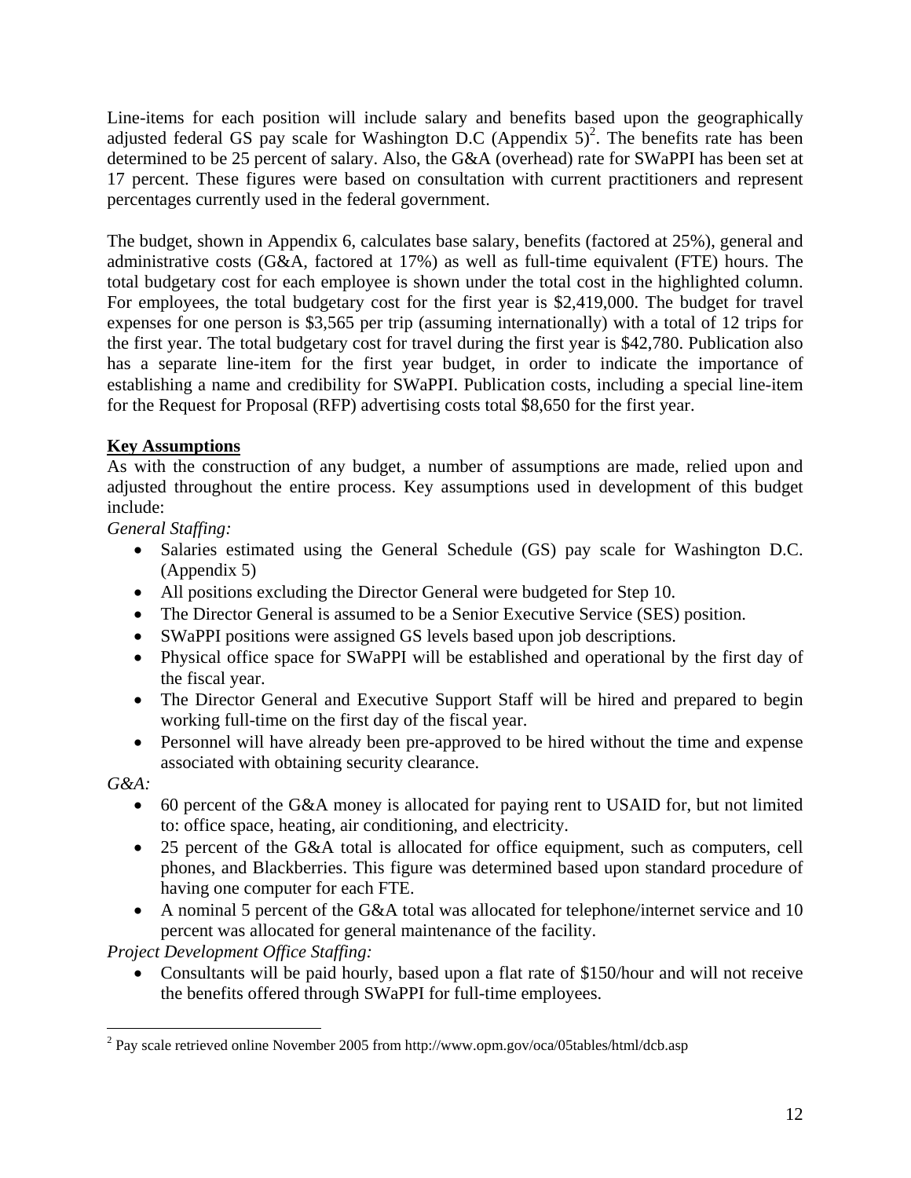Line-items for each position will include salary and benefits based upon the geographically adjusted federal GS pay scale for Washington D.C (Appendix 5)[2]. The benefits rate has been determined to be 25 percent of salary. Also, the G&A (overhead) rate for SWaPPI has been set at 17 percent. These figures were based on consultation with current practitioners and represent percentages currently used in the federal government.

The budget, shown in Appendix 6, calculates base salary, benefits (factored at 25%), general and administrative costs (G&A, factored at 17%) as well as full-time equivalent (FTE) hours. The total budgetary cost for each employee is shown under the total cost in the highlighted column. For employees, the total budgetary cost for the first year is $2,419,000. The budget for travel expenses for one person is $3,565 per trip (assuming internationally) with a total of 12 trips for the first year. The total budgetary cost for travel during the first year is $42,780. Publication also has a separate line-item for the first year budget, in order to indicate the importance of establishing a name and credibility for SWaPPI. Publication costs, including a special line-item for the Request for Proposal (RFP) advertising costs total $8,650 for the first year.

**Key Assumptions**

As with the construction of any budget, a number of assumptions are made, relied upon and adjusted throughout the entire process. Key assumptions used in development of this budget include:

*General Staffing:*

- Salaries estimated using the General Schedule (GS) pay scale for Washington D.C. (Appendix 5)
- All positions excluding the Director General were budgeted for Step 10.
- The Director General is assumed to be a Senior Executive Service (SES) position.
- SWaPPI positions were assigned GS levels based upon job descriptions.
- Physical office space for SWaPPI will be established and operational by the first day of the fiscal year.
- The Director General and Executive Support Staff will be hired and prepared to begin working full-time on the first day of the fiscal year.
- Personnel will have already been pre-approved to be hired without the time and expense associated with obtaining security clearance.

*G&A:*

- 60 percent of the G&A money is allocated for paying rent to USAID for, but not limited to: office space, heating, air conditioning, and electricity.
- 25 percent of the G&A total is allocated for office equipment, such as computers, cell phones, and Blackberries. This figure was determined based upon standard procedure of having one computer for each FTE.
- A nominal 5 percent of the G&A total was allocated for telephone/internet service and 10 percent was allocated for general maintenance of the facility.

*Project Development Office Staffing:*

- Consultants will be paid hourly, based upon a flat rate of $150/hour and will not receive the benefits offered through SWaPPI for full-time employees.

[2] Pay scale retrieved online November 2005 from http://www.opm.gov/oca/05tables/html/dcb.asp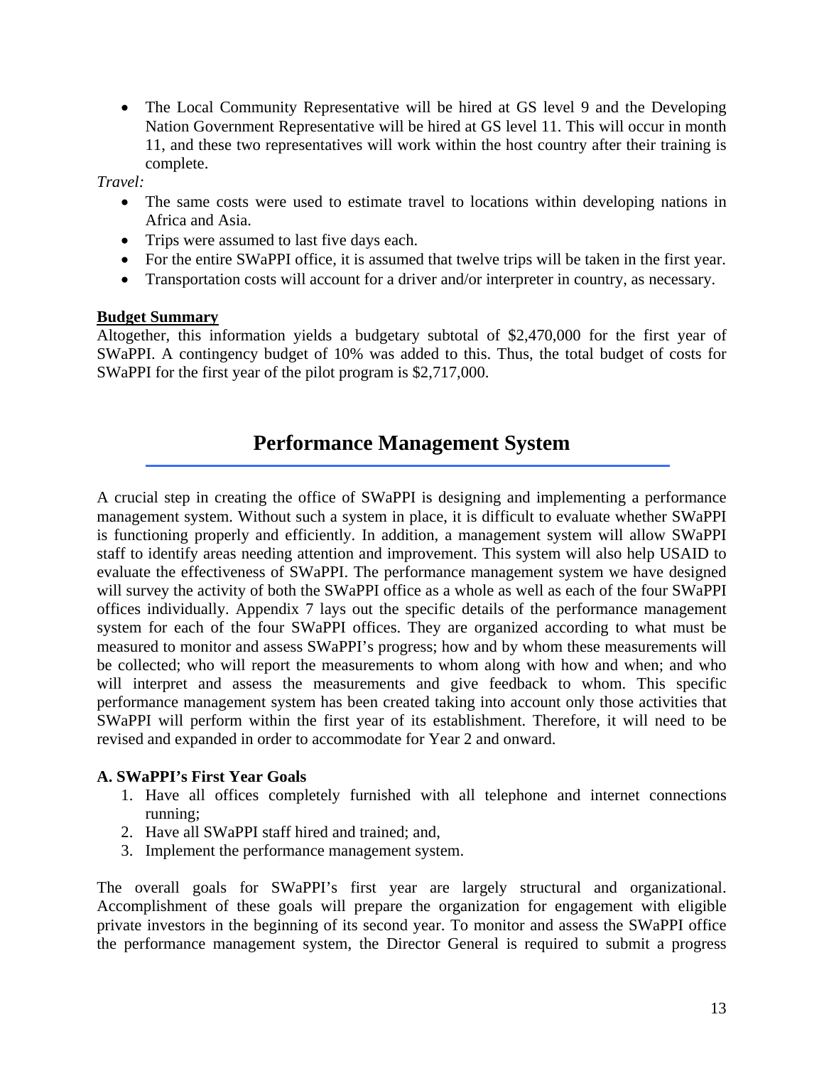- The Local Community Representative will be hired at GS level 9 and the Developing Nation Government Representative will be hired at GS level 11. This will occur in month 11, and these two representatives will work within the host country after their training is complete.

*Travel:*

- The same costs were used to estimate travel to locations within developing nations in Africa and Asia.
- Trips were assumed to last five days each.
- For the entire SWaPPI office, it is assumed that twelve trips will be taken in the first year.
- Transportation costs will account for a driver and/or interpreter in country, as necessary.

**Budget Summary**

Altogether, this information yields a budgetary subtotal of $2,470,000 for the first year of SWaPPI. A contingency budget of 10% was added to this. Thus, the total budget of costs for SWaPPI for the first year of the pilot program is $2,717,000.

# Performance Management System

A crucial step in creating the office of SWaPPI is designing and implementing a performance management system. Without such a system in place, it is difficult to evaluate whether SWaPPI is functioning properly and efficiently. In addition, a management system will allow SWaPPI staff to identify areas needing attention and improvement. This system will also help USAID to evaluate the effectiveness of SWaPPI. The performance management system we have designed will survey the activity of both the SWaPPI office as a whole as well as each of the four SWaPPI offices individually. Appendix 7 lays out the specific details of the performance management system for each of the four SWaPPI offices. They are organized according to what must be measured to monitor and assess SWaPPI's progress; how and by whom these measurements will be collected; who will report the measurements to whom along with how and when; and who will interpret and assess the measurements and give feedback to whom. This specific performance management system has been created taking into account only those activities that SWaPPI will perform within the first year of its establishment. Therefore, it will need to be revised and expanded in order to accommodate for Year 2 and onward.

### A. SWaPPI's First Year Goals

1. Have all offices completely furnished with all telephone and internet connections running;
2. Have all SWaPPI staff hired and trained; and,
3. Implement the performance management system.

The overall goals for SWaPPI's first year are largely structural and organizational. Accomplishment of these goals will prepare the organization for engagement with eligible private investors in the beginning of its second year. To monitor and assess the SWaPPI office the performance management system, the Director General is required to submit a progress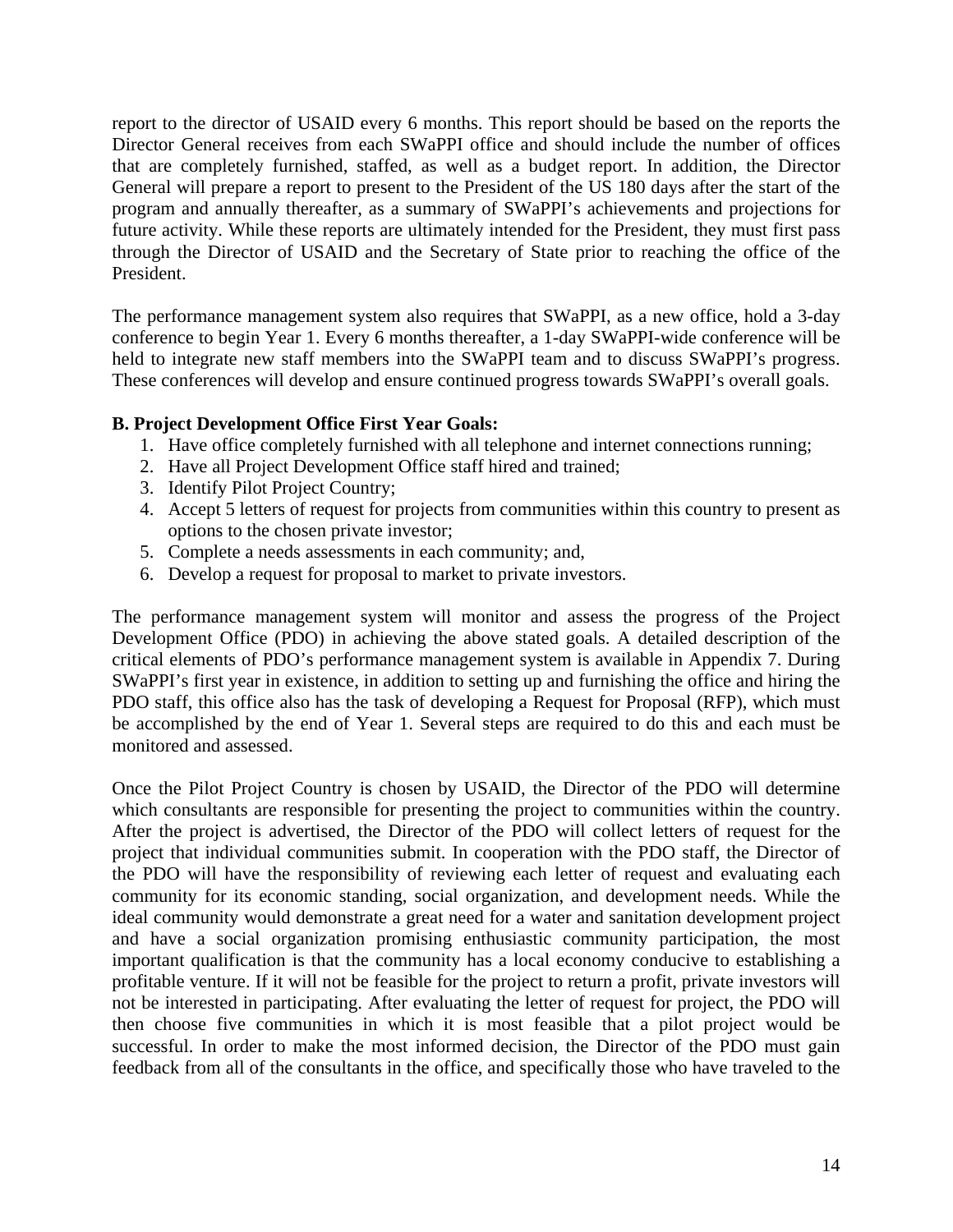report to the director of USAID every 6 months. This report should be based on the reports the Director General receives from each SWaPPI office and should include the number of offices that are completely furnished, staffed, as well as a budget report. In addition, the Director General will prepare a report to present to the President of the US 180 days after the start of the program and annually thereafter, as a summary of SWaPPI's achievements and projections for future activity. While these reports are ultimately intended for the President, they must first pass through the Director of USAID and the Secretary of State prior to reaching the office of the President.

The performance management system also requires that SWaPPI, as a new office, hold a 3-day conference to begin Year 1. Every 6 months thereafter, a 1-day SWaPPI-wide conference will be held to integrate new staff members into the SWaPPI team and to discuss SWaPPI's progress. These conferences will develop and ensure continued progress towards SWaPPI's overall goals.

**B. Project Development Office First Year Goals:**

1. Have office completely furnished with all telephone and internet connections running;
2. Have all Project Development Office staff hired and trained;
3. Identify Pilot Project Country;
4. Accept 5 letters of request for projects from communities within this country to present as options to the chosen private investor;
5. Complete a needs assessments in each community; and,
6. Develop a request for proposal to market to private investors.

The performance management system will monitor and assess the progress of the Project Development Office (PDO) in achieving the above stated goals. A detailed description of the critical elements of PDO's performance management system is available in Appendix 7. During SWaPPI's first year in existence, in addition to setting up and furnishing the office and hiring the PDO staff, this office also has the task of developing a Request for Proposal (RFP), which must be accomplished by the end of Year 1. Several steps are required to do this and each must be monitored and assessed.

Once the Pilot Project Country is chosen by USAID, the Director of the PDO will determine which consultants are responsible for presenting the project to communities within the country. After the project is advertised, the Director of the PDO will collect letters of request for the project that individual communities submit. In cooperation with the PDO staff, the Director of the PDO will have the responsibility of reviewing each letter of request and evaluating each community for its economic standing, social organization, and development needs. While the ideal community would demonstrate a great need for a water and sanitation development project and have a social organization promising enthusiastic community participation, the most important qualification is that the community has a local economy conducive to establishing a profitable venture. If it will not be feasible for the project to return a profit, private investors will not be interested in participating. After evaluating the letter of request for project, the PDO will then choose five communities in which it is most feasible that a pilot project would be successful. In order to make the most informed decision, the Director of the PDO must gain feedback from all of the consultants in the office, and specifically those who have traveled to the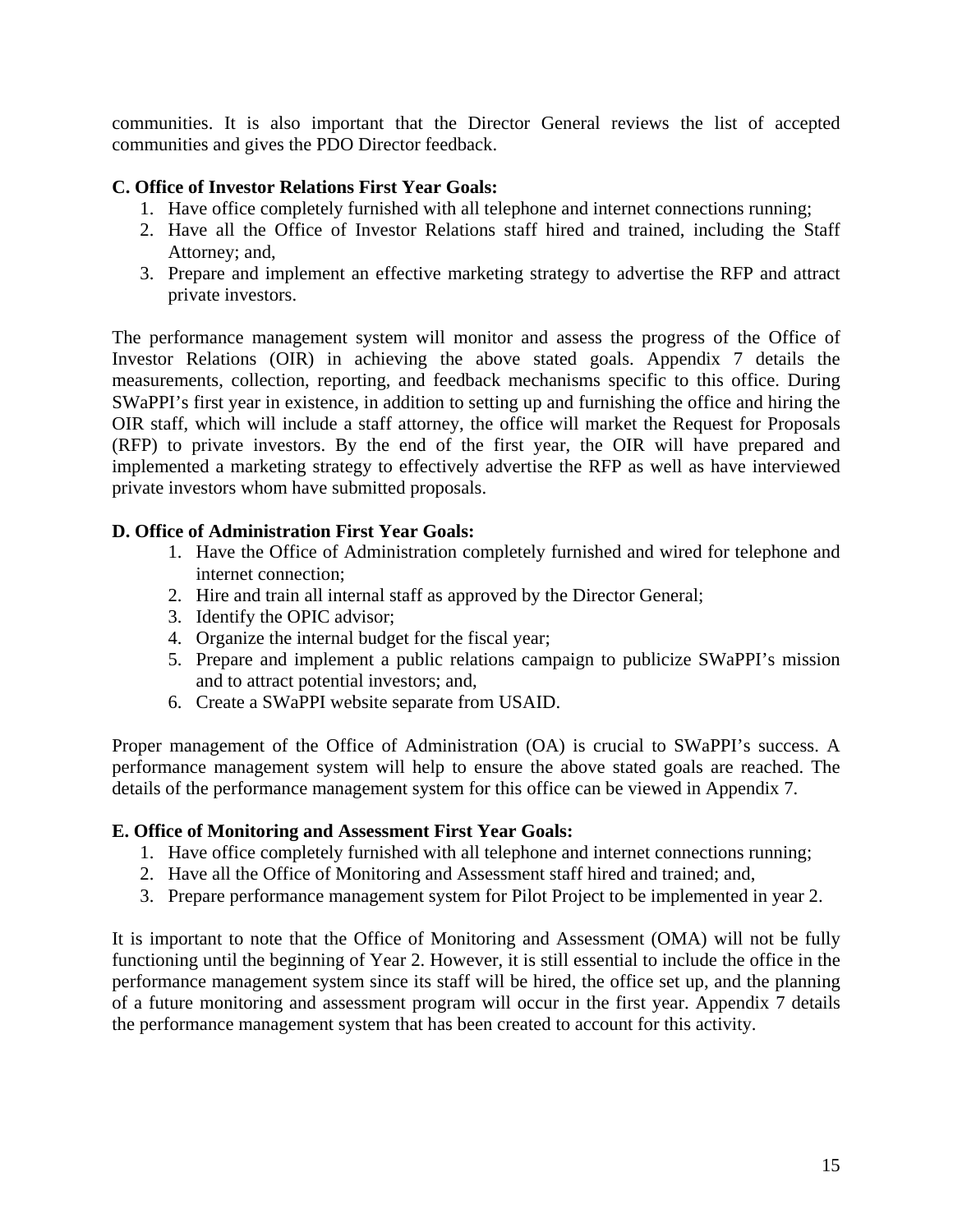communities. It is also important that the Director General reviews the list of accepted communities and gives the PDO Director feedback.

**C. Office of Investor Relations First Year Goals:**

1. Have office completely furnished with all telephone and internet connections running;
2. Have all the Office of Investor Relations staff hired and trained, including the Staff Attorney; and,
3. Prepare and implement an effective marketing strategy to advertise the RFP and attract private investors.

The performance management system will monitor and assess the progress of the Office of Investor Relations (OIR) in achieving the above stated goals. Appendix 7 details the measurements, collection, reporting, and feedback mechanisms specific to this office. During SWaPPI's first year in existence, in addition to setting up and furnishing the office and hiring the OIR staff, which will include a staff attorney, the office will market the Request for Proposals (RFP) to private investors. By the end of the first year, the OIR will have prepared and implemented a marketing strategy to effectively advertise the RFP as well as have interviewed private investors whom have submitted proposals.

**D. Office of Administration First Year Goals:**

1. Have the Office of Administration completely furnished and wired for telephone and internet connection;
2. Hire and train all internal staff as approved by the Director General;
3. Identify the OPIC advisor;
4. Organize the internal budget for the fiscal year;
5. Prepare and implement a public relations campaign to publicize SWaPPI's mission and to attract potential investors; and,
6. Create a SWaPPI website separate from USAID.

Proper management of the Office of Administration (OA) is crucial to SWaPPI's success. A performance management system will help to ensure the above stated goals are reached. The details of the performance management system for this office can be viewed in Appendix 7.

**E. Office of Monitoring and Assessment First Year Goals:**

1. Have office completely furnished with all telephone and internet connections running;
2. Have all the Office of Monitoring and Assessment staff hired and trained; and,
3. Prepare performance management system for Pilot Project to be implemented in year 2.

It is important to note that the Office of Monitoring and Assessment (OMA) will not be fully functioning until the beginning of Year 2. However, it is still essential to include the office in the performance management system since its staff will be hired, the office set up, and the planning of a future monitoring and assessment program will occur in the first year. Appendix 7 details the performance management system that has been created to account for this activity.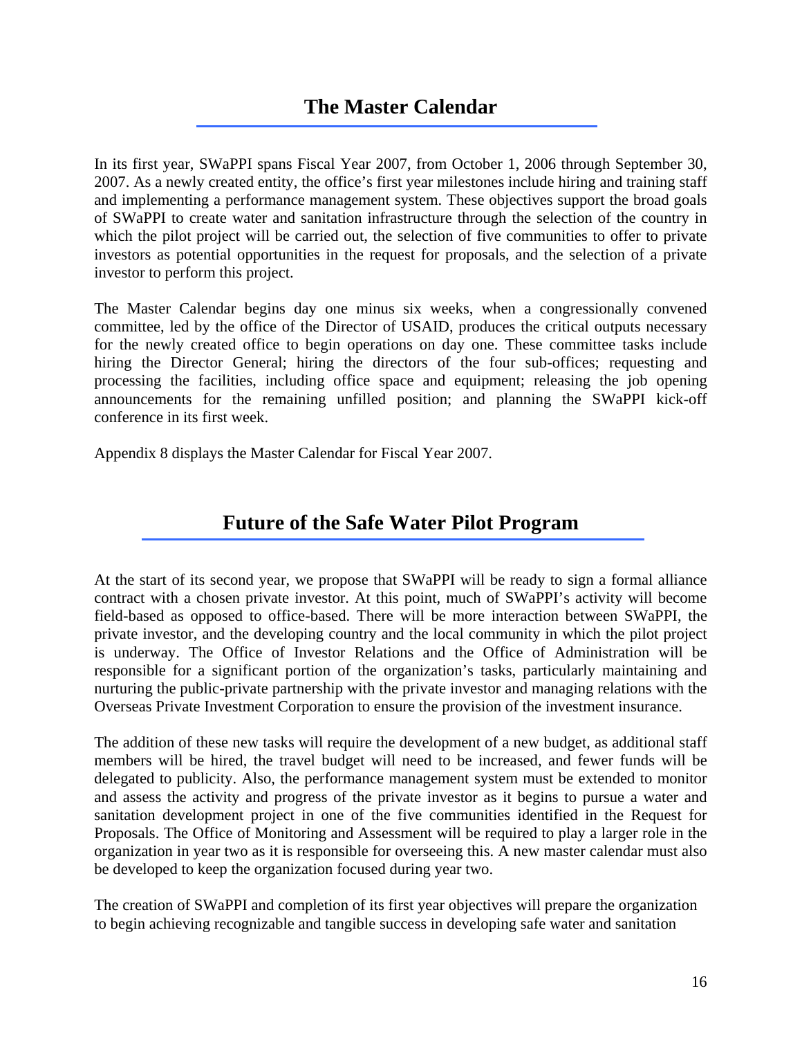## The Master Calendar

In its first year, SWaPPI spans Fiscal Year 2007, from October 1, 2006 through September 30, 2007. As a newly created entity, the office's first year milestones include hiring and training staff and implementing a performance management system. These objectives support the broad goals of SWaPPI to create water and sanitation infrastructure through the selection of the country in which the pilot project will be carried out, the selection of five communities to offer to private investors as potential opportunities in the request for proposals, and the selection of a private investor to perform this project.

The Master Calendar begins day one minus six weeks, when a congressionally convened committee, led by the office of the Director of USAID, produces the critical outputs necessary for the newly created office to begin operations on day one. These committee tasks include hiring the Director General; hiring the directors of the four sub-offices; requesting and processing the facilities, including office space and equipment; releasing the job opening announcements for the remaining unfilled position; and planning the SWaPPI kick-off conference in its first week.

Appendix 8 displays the Master Calendar for Fiscal Year 2007.

## Future of the Safe Water Pilot Program

At the start of its second year, we propose that SWaPPI will be ready to sign a formal alliance contract with a chosen private investor. At this point, much of SWaPPI's activity will become field-based as opposed to office-based. There will be more interaction between SWaPPI, the private investor, and the developing country and the local community in which the pilot project is underway. The Office of Investor Relations and the Office of Administration will be responsible for a significant portion of the organization's tasks, particularly maintaining and nurturing the public-private partnership with the private investor and managing relations with the Overseas Private Investment Corporation to ensure the provision of the investment insurance.

The addition of these new tasks will require the development of a new budget, as additional staff members will be hired, the travel budget will need to be increased, and fewer funds will be delegated to publicity. Also, the performance management system must be extended to monitor and assess the activity and progress of the private investor as it begins to pursue a water and sanitation development project in one of the five communities identified in the Request for Proposals. The Office of Monitoring and Assessment will be required to play a larger role in the organization in year two as it is responsible for overseeing this. A new master calendar must also be developed to keep the organization focused during year two.

The creation of SWaPPI and completion of its first year objectives will prepare the organization to begin achieving recognizable and tangible success in developing safe water and sanitation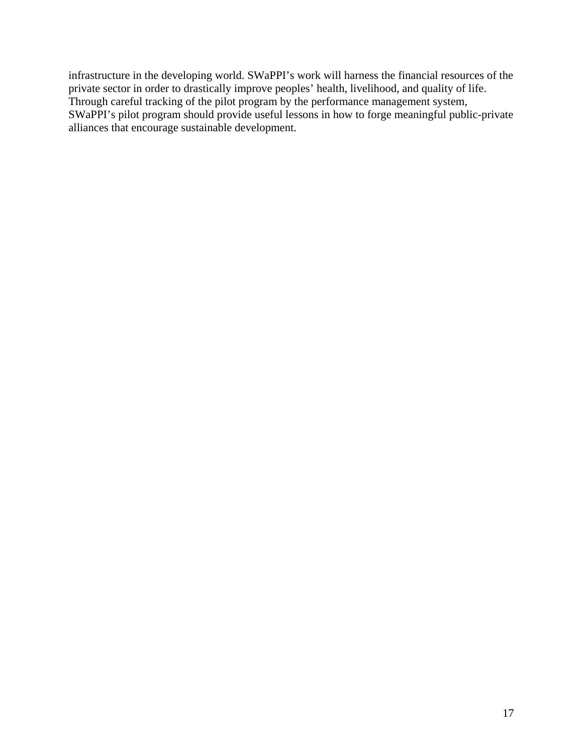infrastructure in the developing world. SWaPPI's work will harness the financial resources of the private sector in order to drastically improve peoples' health, livelihood, and quality of life. Through careful tracking of the pilot program by the performance management system, SWaPPI's pilot program should provide useful lessons in how to forge meaningful public-private alliances that encourage sustainable development.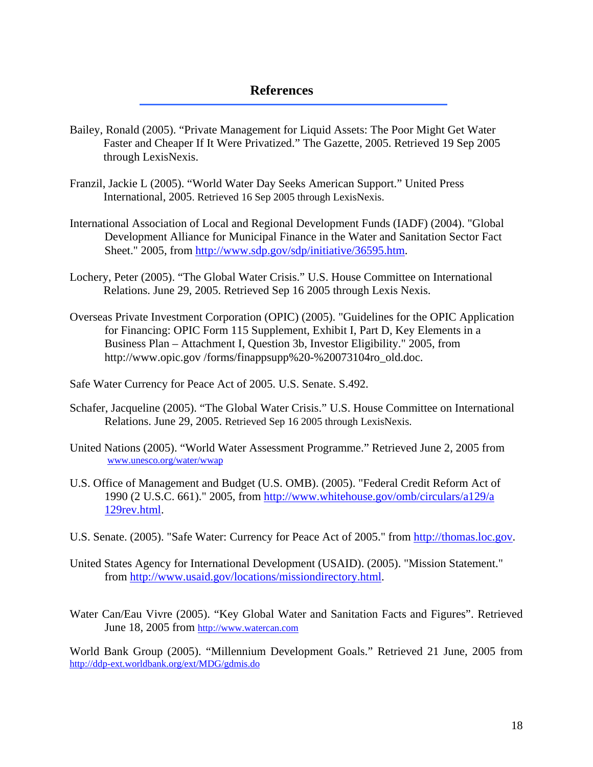## References

Bailey, Ronald (2005). "Private Management for Liquid Assets: The Poor Might Get Water Faster and Cheaper If It Were Privatized." The Gazette, 2005. Retrieved 19 Sep 2005 through LexisNexis.

Franzil, Jackie L (2005). "World Water Day Seeks American Support." United Press International, 2005. Retrieved 16 Sep 2005 through LexisNexis.

International Association of Local and Regional Development Funds (IADF) (2004). "Global Development Alliance for Municipal Finance in the Water and Sanitation Sector Fact Sheet." 2005, from http://www.sdp.gov/sdp/initiative/36595.htm.

Lochery, Peter (2005). "The Global Water Crisis." U.S. House Committee on International Relations. June 29, 2005. Retrieved Sep 16 2005 through Lexis Nexis.

Overseas Private Investment Corporation (OPIC) (2005). "Guidelines for the OPIC Application for Financing: OPIC Form 115 Supplement, Exhibit I, Part D, Key Elements in a Business Plan – Attachment I, Question 3b, Investor Eligibility." 2005, from http://www.opic.gov /forms/finappsupp%20-%20073104ro_old.doc.

Safe Water Currency for Peace Act of 2005. U.S. Senate. S.492.

Schafer, Jacqueline (2005). "The Global Water Crisis." U.S. House Committee on International Relations. June 29, 2005. Retrieved Sep 16 2005 through LexisNexis.

United Nations (2005). "World Water Assessment Programme." Retrieved June 2, 2005 from www.unesco.org/water/wwap

U.S. Office of Management and Budget (U.S. OMB). (2005). "Federal Credit Reform Act of 1990 (2 U.S.C. 661)." 2005, from http://www.whitehouse.gov/omb/circulars/a129/a129rev.html.

U.S. Senate. (2005). "Safe Water: Currency for Peace Act of 2005." from http://thomas.loc.gov.

United States Agency for International Development (USAID). (2005). "Mission Statement." from http://www.usaid.gov/locations/missiondirectory.html.

Water Can/Eau Vivre (2005). "Key Global Water and Sanitation Facts and Figures". Retrieved June 18, 2005 from http://www.watercan.com

World Bank Group (2005). "Millennium Development Goals." Retrieved 21 June, 2005 from http://ddp-ext.worldbank.org/ext/MDG/gdmis.do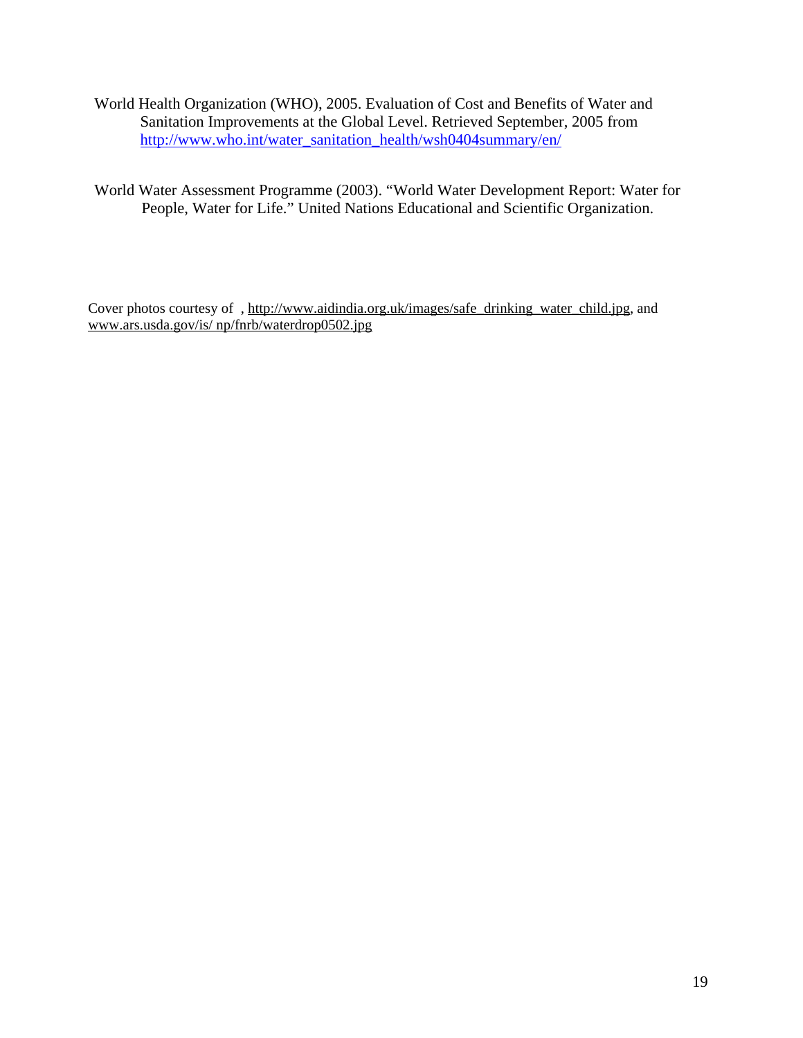World Health Organization (WHO), 2005. Evaluation of Cost and Benefits of Water and Sanitation Improvements at the Global Level. Retrieved September, 2005 from http://www.who.int/water_sanitation_health/wsh0404summary/en/

World Water Assessment Programme (2003). "World Water Development Report: Water for People, Water for Life." United Nations Educational and Scientific Organization.

Cover photos courtesy of , http://www.aidindia.org.uk/images/safe_drinking_water_child.jpg, and www.ars.usda.gov/is/ np/fnrb/waterdrop0502.jpg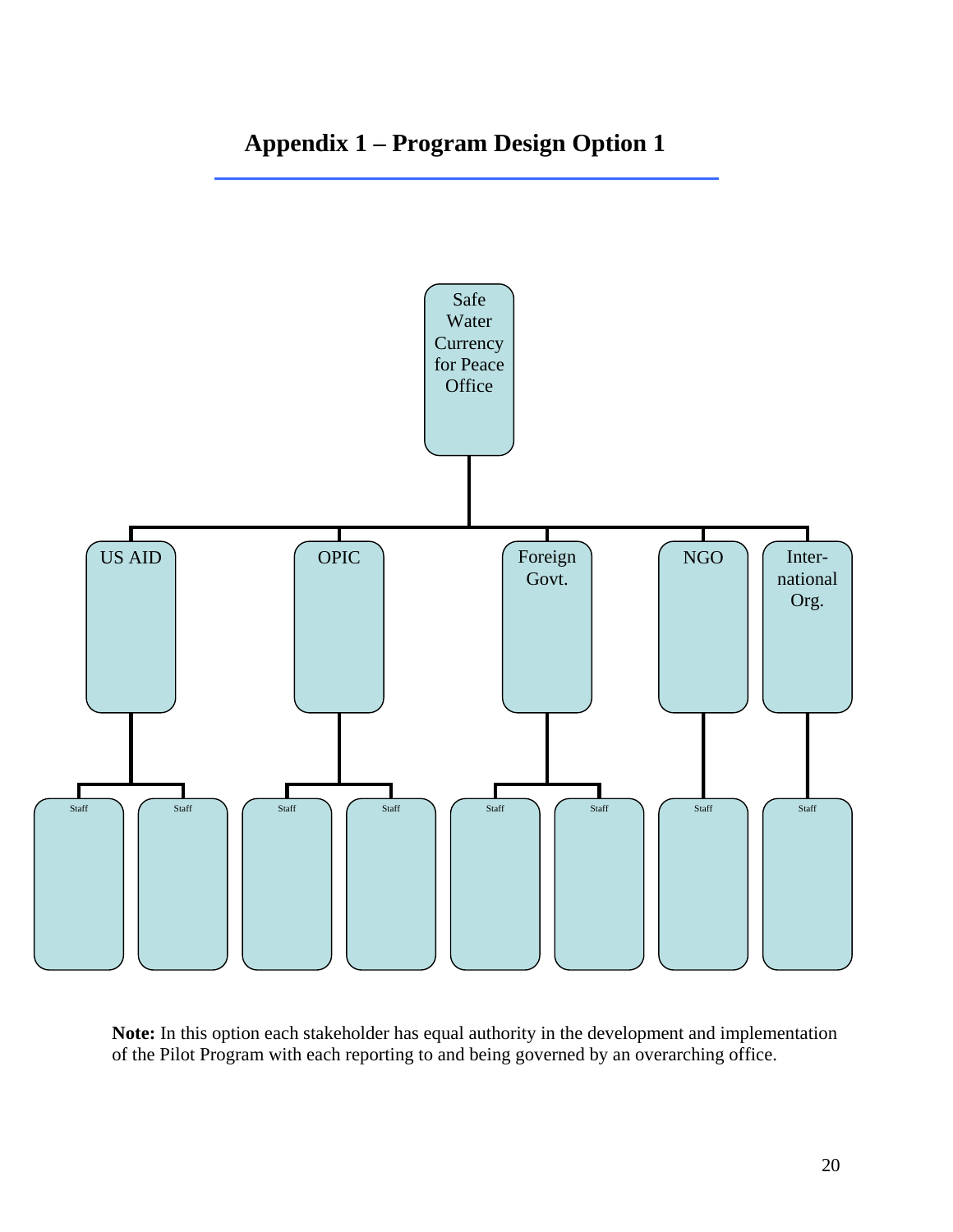# Appendix 1 – Program Design Option 1

Safe Water Currency for Peace Office

US AID

OPIC

Foreign Govt.

NGO

Inter-national Org.

Staff

Staff

Staff

Staff

Staff

Staff

Staff

Staff

**Note:** In this option each stakeholder has equal authority in the development and implementation of the Pilot Program with each reporting to and being governed by an overarching office.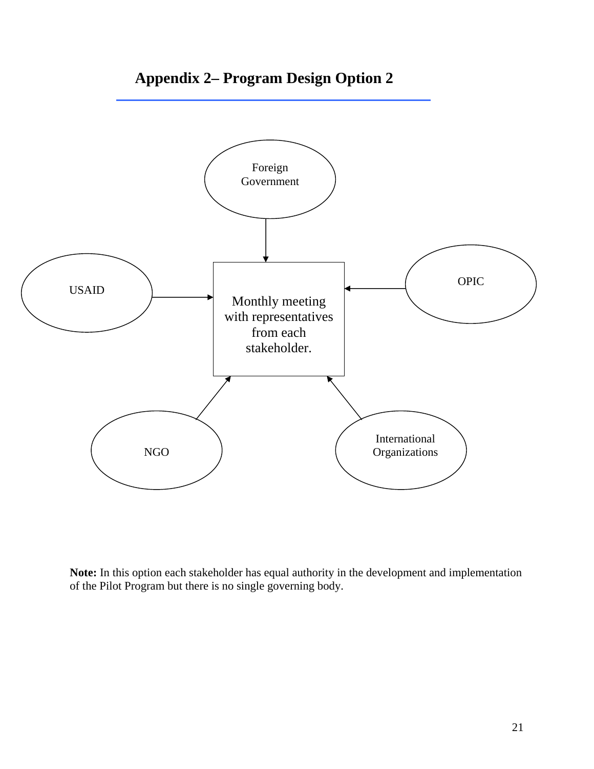# Appendix 2– Program Design Option 2

Foreign Government

USAID

OPIC

Monthly meeting with representatives from each stakeholder.

NGO

International Organizations

**Note:** In this option each stakeholder has equal authority in the development and implementation of the Pilot Program but there is no single governing body.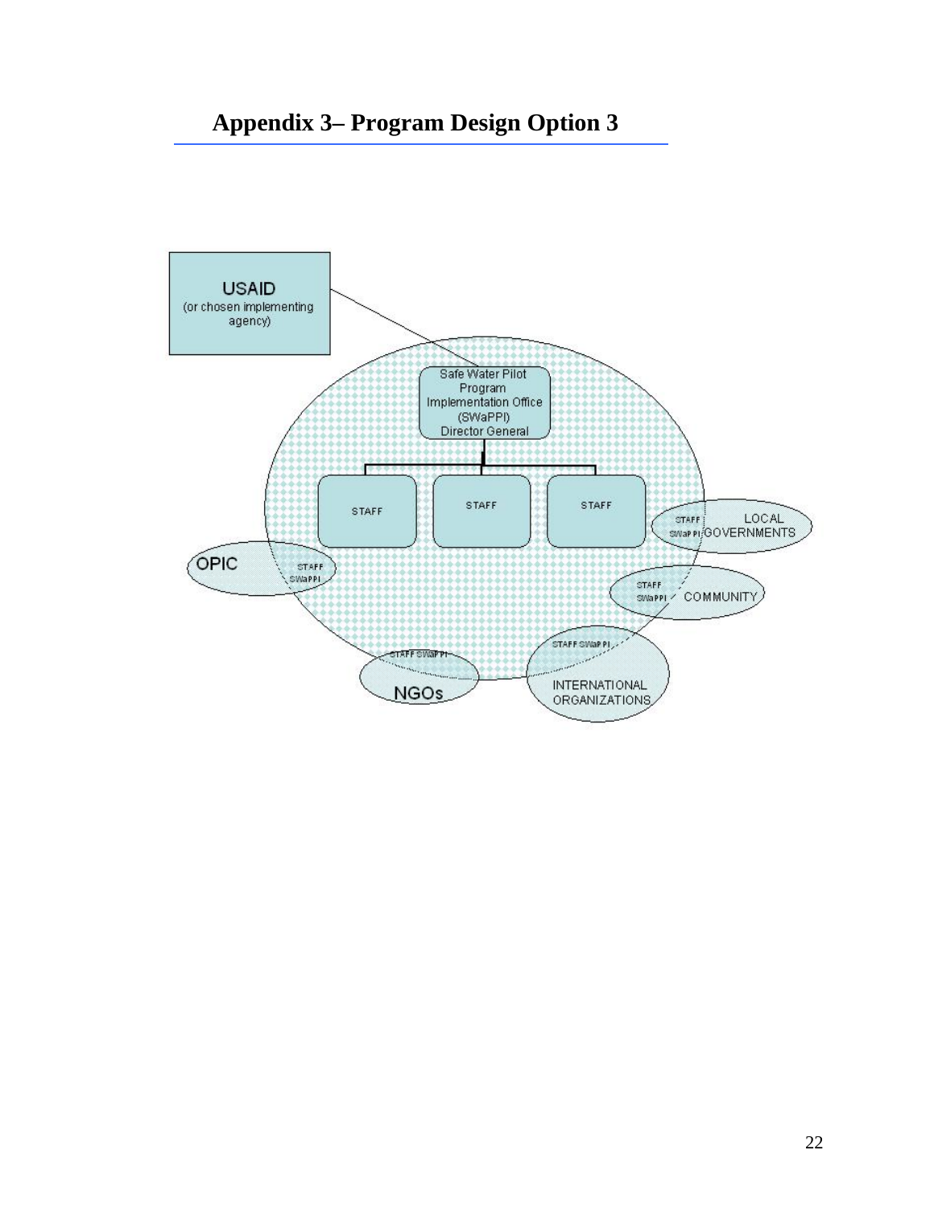# Appendix 3– Program Design Option 3

USAID
(or chosen implementing agency)

Safe Water Pilot Program Implementation Office (SWaPPI) Director General

STAFF

STAFF

STAFF

STAFF SWaPPI LOCAL GOVERNMENTS

OPIC STAFF SWaPPI

STAFF SWaPPI COMMUNITY

STAFF SWaPPI INTERNATIONAL ORGANIZATIONS

STAFF SWaPPI NGOs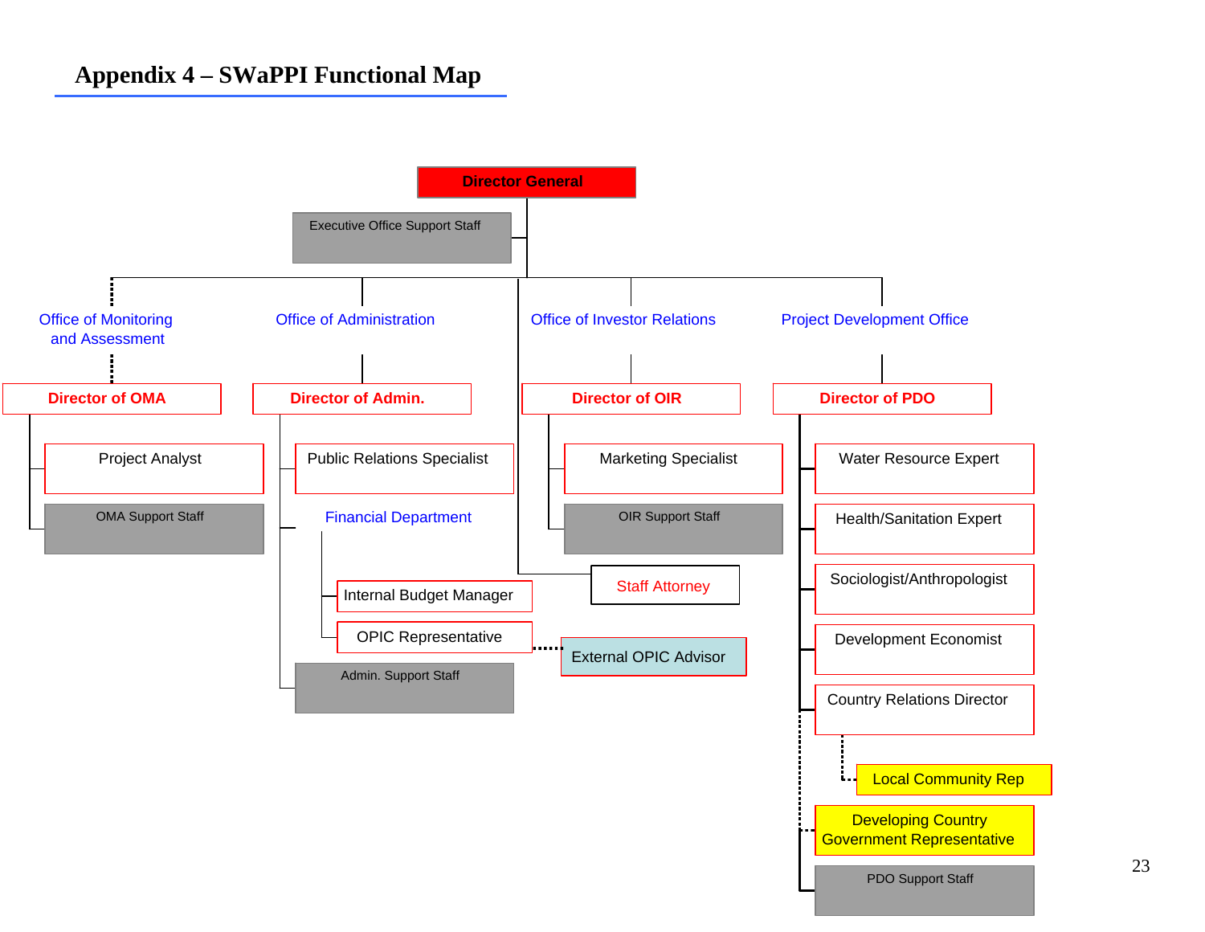# Appendix 4 – SWaPPI Functional Map

Director General

Executive Office Support Staff

Office of Monitoring and Assessment

Director of OMA

Project Analyst

OMA Support Staff

Office of Administration

Director of Admin.

Public Relations Specialist

Financial Department

Internal Budget Manager

OPIC Representative

External OPIC Advisor

Admin. Support Staff

Staff Attorney

Office of Investor Relations

Director of OIR

Marketing Specialist

OIR Support Staff

Project Development Office

Director of PDO

Water Resource Expert

Health/Sanitation Expert

Sociologist/Anthropologist

Development Economist

Country Relations Director

Local Community Rep

Developing Country Government Representative

PDO Support Staff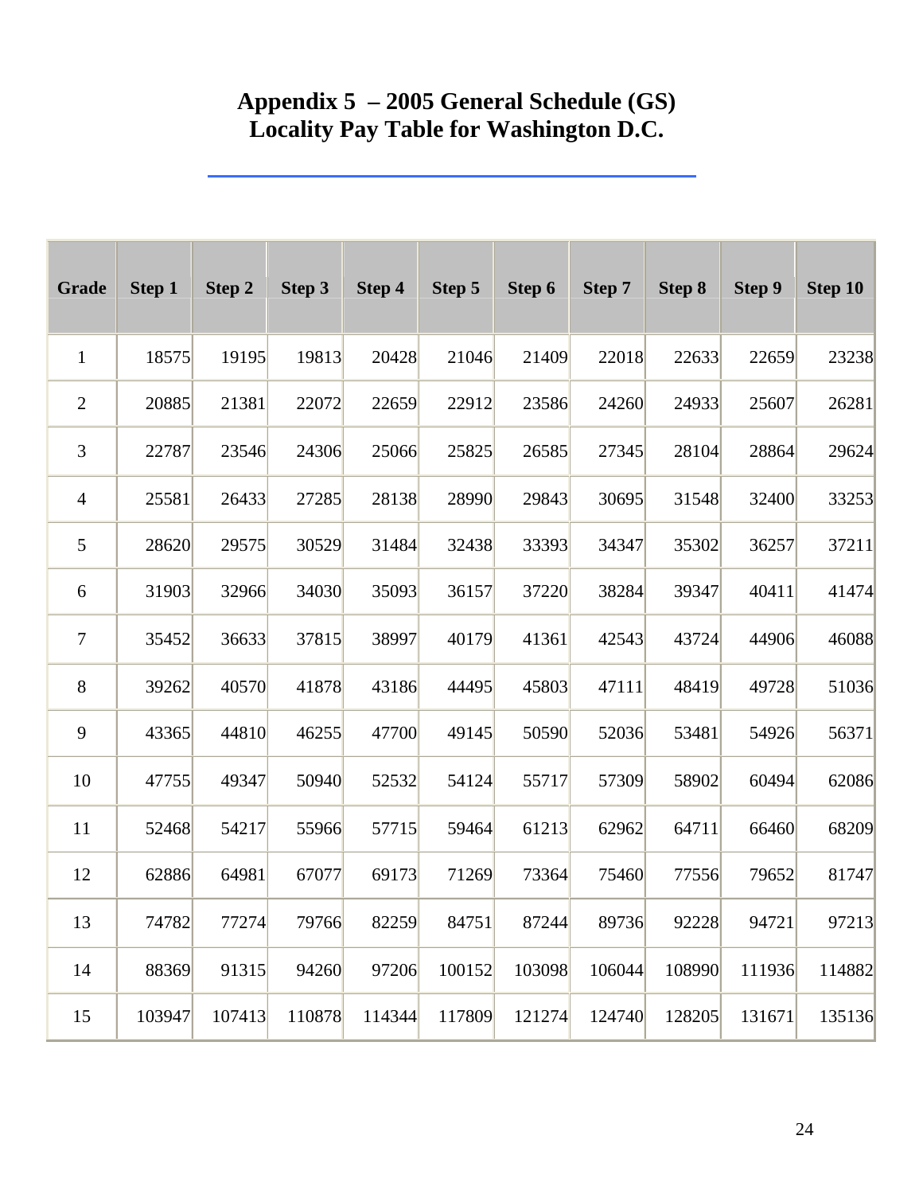# Appendix 5 – 2005 General Schedule (GS) Locality Pay Table for Washington D.C.

| Grade | Step 1 | Step 2 | Step 3 | Step 4 | Step 5 | Step 6 | Step 7 | Step 8 | Step 9 | Step 10 |
|---|---|---|---|---|---|---|---|---|---|---|
| 1 | 18575 | 19195 | 19813 | 20428 | 21046 | 21409 | 22018 | 22633 | 22659 | 23238 |
| 2 | 20885 | 21381 | 22072 | 22659 | 22912 | 23586 | 24260 | 24933 | 25607 | 26281 |
| 3 | 22787 | 23546 | 24306 | 25066 | 25825 | 26585 | 27345 | 28104 | 28864 | 29624 |
| 4 | 25581 | 26433 | 27285 | 28138 | 28990 | 29843 | 30695 | 31548 | 32400 | 33253 |
| 5 | 28620 | 29575 | 30529 | 31484 | 32438 | 33393 | 34347 | 35302 | 36257 | 37211 |
| 6 | 31903 | 32966 | 34030 | 35093 | 36157 | 37220 | 38284 | 39347 | 40411 | 41474 |
| 7 | 35452 | 36633 | 37815 | 38997 | 40179 | 41361 | 42543 | 43724 | 44906 | 46088 |
| 8 | 39262 | 40570 | 41878 | 43186 | 44495 | 45803 | 47111 | 48419 | 49728 | 51036 |
| 9 | 43365 | 44810 | 46255 | 47700 | 49145 | 50590 | 52036 | 53481 | 54926 | 56371 |
| 10 | 47755 | 49347 | 50940 | 52532 | 54124 | 55717 | 57309 | 58902 | 60494 | 62086 |
| 11 | 52468 | 54217 | 55966 | 57715 | 59464 | 61213 | 62962 | 64711 | 66460 | 68209 |
| 12 | 62886 | 64981 | 67077 | 69173 | 71269 | 73364 | 75460 | 77556 | 79652 | 81747 |
| 13 | 74782 | 77274 | 79766 | 82259 | 84751 | 87244 | 89736 | 92228 | 94721 | 97213 |
| 14 | 88369 | 91315 | 94260 | 97206 | 100152 | 103098 | 106044 | 108990 | 111936 | 114882 |
| 15 | 103947 | 107413 | 110878 | 114344 | 117809 | 121274 | 124740 | 128205 | 131671 | 135136 |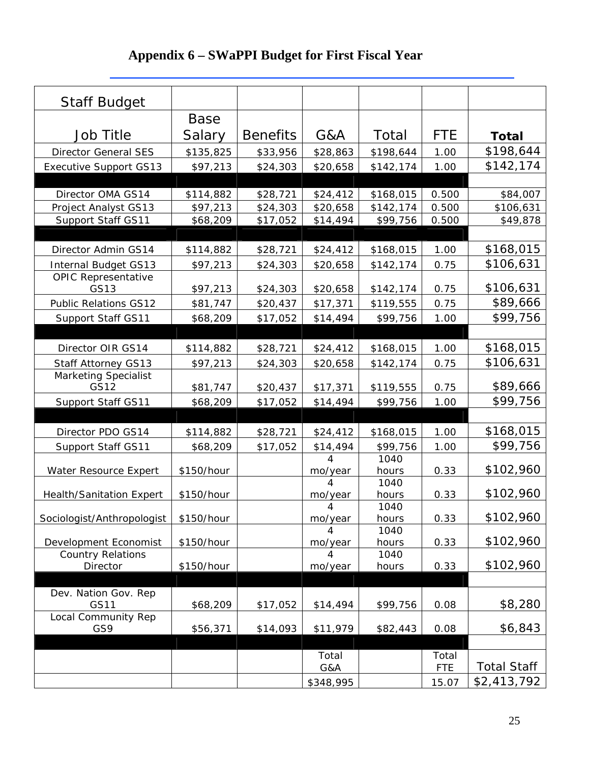# Appendix 6 – SWaPPI Budget for First Fiscal Year

| Staff Budget | | | | | | |
|---|---|---|---|---|---|---|
| Job Title | Base Salary | Benefits | G&A | Total | FTE | **Total** |
| Director General SES | $135,825 | $33,956 | $28,863 | $198,644 | 1.00 | $198,644 |
| Executive Support GS13 | $97,213 | $24,303 | $20,658 | $142,174 | 1.00 | $142,174 |
| | | | | | | |
| Director OMA GS14 | $114,882 | $28,721 | $24,412 | $168,015 | 0.500 | $84,007 |
| Project Analyst GS13 | $97,213 | $24,303 | $20,658 | $142,174 | 0.500 | $106,631 |
| Support Staff GS11 | $68,209 | $17,052 | $14,494 | $99,756 | 0.500 | $49,878 |
| | | | | | | |
| Director Admin GS14 | $114,882 | $28,721 | $24,412 | $168,015 | 1.00 | $168,015 |
| Internal Budget GS13 | $97,213 | $24,303 | $20,658 | $142,174 | 0.75 | $106,631 |
| OPIC Representative GS13 | $97,213 | $24,303 | $20,658 | $142,174 | 0.75 | $106,631 |
| Public Relations GS12 | $81,747 | $20,437 | $17,371 | $119,555 | 0.75 | $89,666 |
| Support Staff GS11 | $68,209 | $17,052 | $14,494 | $99,756 | 1.00 | $99,756 |
| | | | | | | |
| Director OIR GS14 | $114,882 | $28,721 | $24,412 | $168,015 | 1.00 | $168,015 |
| Staff Attorney GS13 | $97,213 | $24,303 | $20,658 | $142,174 | 0.75 | $106,631 |
| Marketing Specialist GS12 | $81,747 | $20,437 | $17,371 | $119,555 | 0.75 | $89,666 |
| Support Staff GS11 | $68,209 | $17,052 | $14,494 | $99,756 | 1.00 | $99,756 |
| | | | | | | |
| Director PDO GS14 | $114,882 | $28,721 | $24,412 | $168,015 | 1.00 | $168,015 |
| Support Staff GS11 | $68,209 | $17,052 | $14,494 | $99,756 | 1.00 | $99,756 |
| Water Resource Expert | $150/hour | | 4 mo/year | 1040 hours | 0.33 | $102,960 |
| Health/Sanitation Expert | $150/hour | | 4 mo/year | 1040 hours | 0.33 | $102,960 |
| Sociologist/Anthropologist | $150/hour | | 4 mo/year | 1040 hours | 0.33 | $102,960 |
| Development Economist | $150/hour | | 4 mo/year | 1040 hours | 0.33 | $102,960 |
| Country Relations Director | $150/hour | | 4 mo/year | 1040 hours | 0.33 | $102,960 |
| | | | | | | |
| Dev. Nation Gov. Rep GS11 | $68,209 | $17,052 | $14,494 | $99,756 | 0.08 | $8,280 |
| Local Community Rep GS9 | $56,371 | $14,093 | $11,979 | $82,443 | 0.08 | $6,843 |
| | | | | | | |
| | | | Total G&A | | Total FTE | Total Staff |
| | | | $348,995 | | 15.07 | $2,413,792 |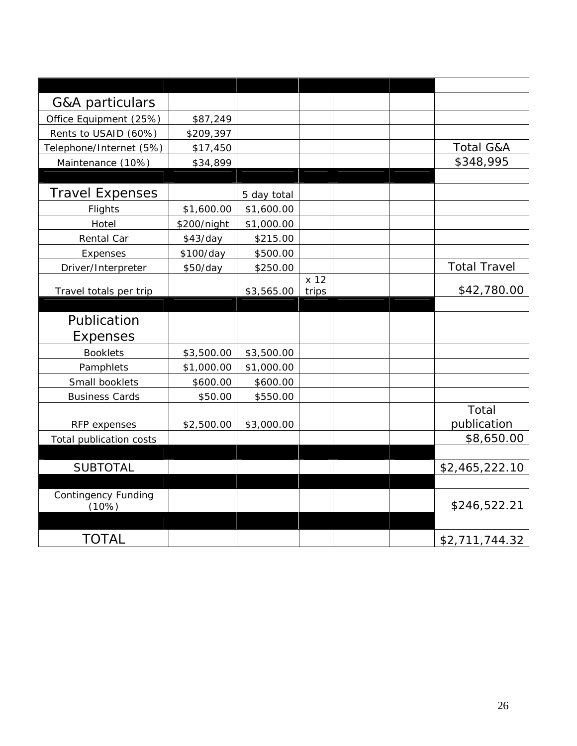| | | | | | | |
|---|---|---|---|---|---|---|
| | | | | | | |
| G&A particulars | | | | | | |
| Office Equipment (25%) | $87,249 | | | | | |
| Rents to USAID (60%) | $209,397 | | | | | |
| Telephone/Internet (5%) | $17,450 | | | | | Total G&A |
| Maintenance (10%) | $34,899 | | | | | $348,995 |
| | | | | | | |
| Travel Expenses | | 5 day total | | | | |
| Flights | $1,600.00 | $1,600.00 | | | | |
| Hotel | $200/night | $1,000.00 | | | | |
| Rental Car | $43/day | $215.00 | | | | |
| Expenses | $100/day | $500.00 | | | | |
| Driver/Interpreter | $50/day | $250.00 | | | | Total Travel |
| Travel totals per trip | | $3,565.00 | x 12 trips | | | $42,780.00 |
| | | | | | | |
| Publication Expenses | | | | | | |
| Booklets | $3,500.00 | $3,500.00 | | | | |
| Pamphlets | $1,000.00 | $1,000.00 | | | | |
| Small booklets | $600.00 | $600.00 | | | | |
| Business Cards | $50.00 | $550.00 | | | | |
| RFP expenses | $2,500.00 | $3,000.00 | | | | Total publication |
| Total publication costs | | | | | | $8,650.00 |
| | | | | | | |
| SUBTOTAL | | | | | | $2,465,222.10 |
| | | | | | | |
| Contingency Funding (10%) | | | | | | $246,522.21 |
| | | | | | | |
| TOTAL | | | | | | $2,711,744.32 |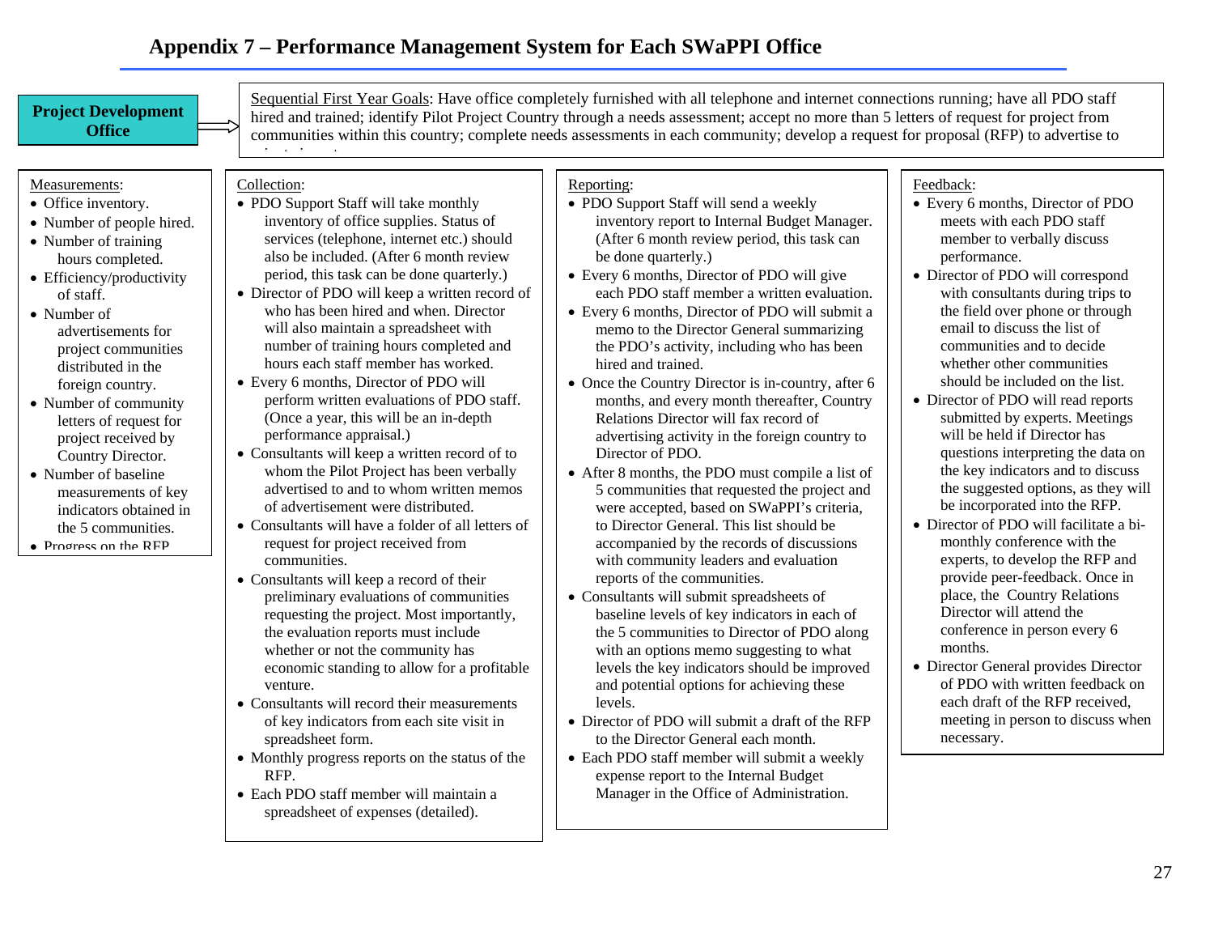# Appendix 7 – Performance Management System for Each SWaPPI Office

**Project Development Office**

Sequential First Year Goals: Have office completely furnished with all telephone and internet connections running; have all PDO staff hired and trained; identify Pilot Project Country through a needs assessment; accept no more than 5 letters of request for project from communities within this country; complete needs assessments in each community; develop a request for proposal (RFP) to advertise to

Measurements:

- Office inventory.
- Number of people hired.
- Number of training hours completed.
- Efficiency/productivity of staff.
- Number of advertisements for project communities distributed in the foreign country.
- Number of community letters of request for project received by Country Director.
- Number of baseline measurements of key indicators obtained in the 5 communities.
- Progress on the RFP

Collection:

- PDO Support Staff will take monthly inventory of office supplies. Status of services (telephone, internet etc.) should also be included. (After 6 month review period, this task can be done quarterly.)
- Director of PDO will keep a written record of who has been hired and when. Director will also maintain a spreadsheet with number of training hours completed and hours each staff member has worked.
- Every 6 months, Director of PDO will perform written evaluations of PDO staff. (Once a year, this will be an in-depth performance appraisal.)
- Consultants will keep a written record of to whom the Pilot Project has been verbally advertised to and to whom written memos of advertisement were distributed.
- Consultants will have a folder of all letters of request for project received from communities.
- Consultants will keep a record of their preliminary evaluations of communities requesting the project. Most importantly, the evaluation reports must include whether or not the community has economic standing to allow for a profitable venture.
- Consultants will record their measurements of key indicators from each site visit in spreadsheet form.
- Monthly progress reports on the status of the RFP.
- Each PDO staff member will maintain a spreadsheet of expenses (detailed).

Reporting:

- PDO Support Staff will send a weekly inventory report to Internal Budget Manager. (After 6 month review period, this task can be done quarterly.)
- Every 6 months, Director of PDO will give each PDO staff member a written evaluation.
- Every 6 months, Director of PDO will submit a memo to the Director General summarizing the PDO's activity, including who has been hired and trained.
- Once the Country Director is in-country, after 6 months, and every month thereafter, Country Relations Director will fax record of advertising activity in the foreign country to Director of PDO.
- After 8 months, the PDO must compile a list of 5 communities that requested the project and were accepted, based on SWaPPI's criteria, to Director General. This list should be accompanied by the records of discussions with community leaders and evaluation reports of the communities.
- Consultants will submit spreadsheets of baseline levels of key indicators in each of the 5 communities to Director of PDO along with an options memo suggesting to what levels the key indicators should be improved and potential options for achieving these levels.
- Director of PDO will submit a draft of the RFP to the Director General each month.
- Each PDO staff member will submit a weekly expense report to the Internal Budget Manager in the Office of Administration.

Feedback:

- Every 6 months, Director of PDO meets with each PDO staff member to verbally discuss performance.
- Director of PDO will correspond with consultants during trips to the field over phone or through email to discuss the list of communities and to decide whether other communities should be included on the list.
- Director of PDO will read reports submitted by experts. Meetings will be held if Director has questions interpreting the data on the key indicators and to discuss the suggested options, as they will be incorporated into the RFP.
- Director of PDO will facilitate a bi-monthly conference with the experts, to develop the RFP and provide peer-feedback. Once in place, the Country Relations Director will attend the conference in person every 6 months.
- Director General provides Director of PDO with written feedback on each draft of the RFP received, meeting in person to discuss when necessary.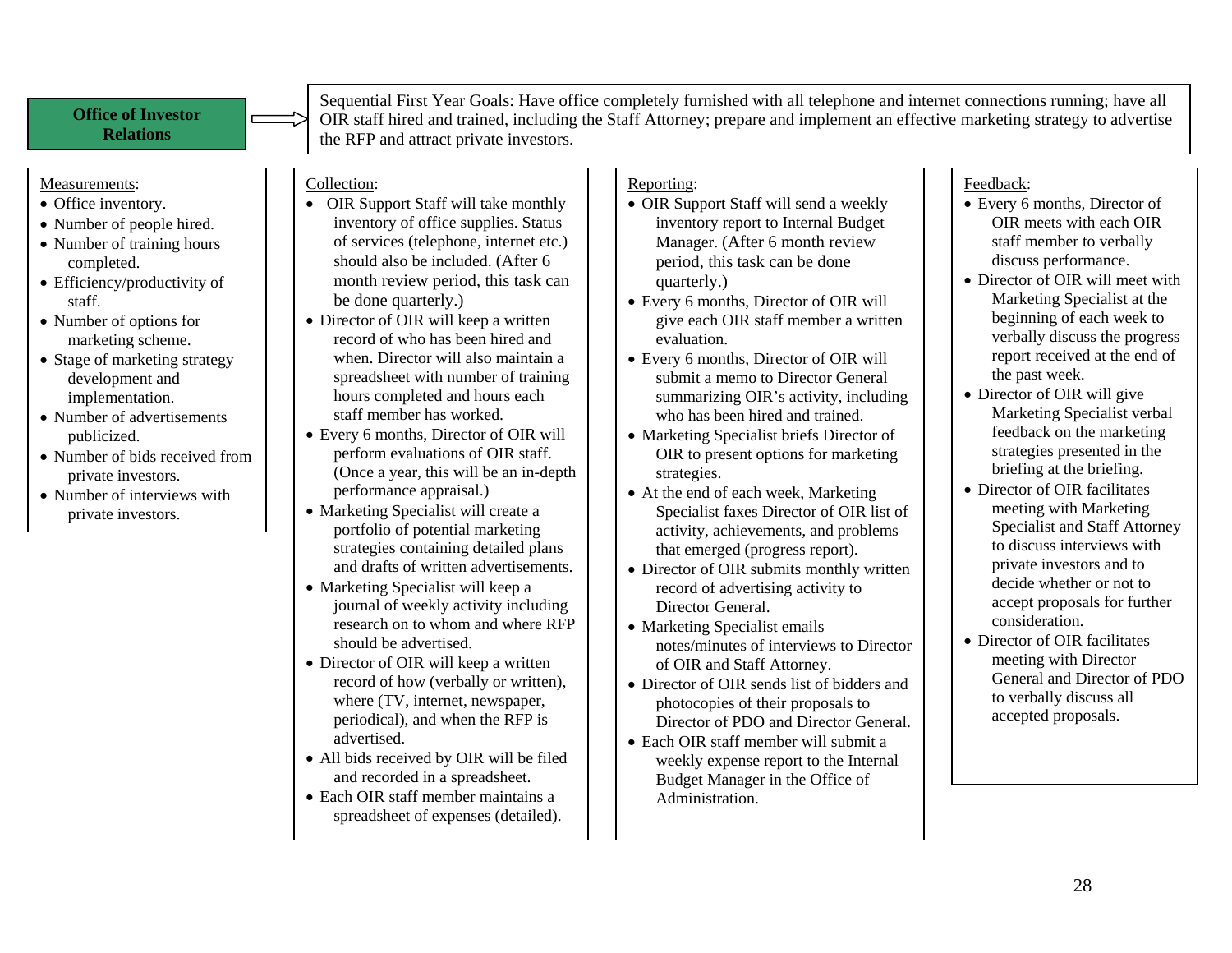**Office of Investor Relations**

Sequential First Year Goals: Have office completely furnished with all telephone and internet connections running; have all OIR staff hired and trained, including the Staff Attorney; prepare and implement an effective marketing strategy to advertise the RFP and attract private investors.

Measurements:

- Office inventory.
- Number of people hired.
- Number of training hours completed.
- Efficiency/productivity of staff.
- Number of options for marketing scheme.
- Stage of marketing strategy development and implementation.
- Number of advertisements publicized.
- Number of bids received from private investors.
- Number of interviews with private investors.

Collection:

- OIR Support Staff will take monthly inventory of office supplies. Status of services (telephone, internet etc.) should also be included. (After 6 month review period, this task can be done quarterly.)
- Director of OIR will keep a written record of who has been hired and when. Director will also maintain a spreadsheet with number of training hours completed and hours each staff member has worked.
- Every 6 months, Director of OIR will perform evaluations of OIR staff. (Once a year, this will be an in-depth performance appraisal.)
- Marketing Specialist will create a portfolio of potential marketing strategies containing detailed plans and drafts of written advertisements.
- Marketing Specialist will keep a journal of weekly activity including research on to whom and where RFP should be advertised.
- Director of OIR will keep a written record of how (verbally or written), where (TV, internet, newspaper, periodical), and when the RFP is advertised.
- All bids received by OIR will be filed and recorded in a spreadsheet.
- Each OIR staff member maintains a spreadsheet of expenses (detailed).

Reporting:

- OIR Support Staff will send a weekly inventory report to Internal Budget Manager. (After 6 month review period, this task can be done quarterly.)
- Every 6 months, Director of OIR will give each OIR staff member a written evaluation.
- Every 6 months, Director of OIR will submit a memo to Director General summarizing OIR's activity, including who has been hired and trained.
- Marketing Specialist briefs Director of OIR to present options for marketing strategies.
- At the end of each week, Marketing Specialist faxes Director of OIR list of activity, achievements, and problems that emerged (progress report).
- Director of OIR submits monthly written record of advertising activity to Director General.
- Marketing Specialist emails notes/minutes of interviews to Director of OIR and Staff Attorney.
- Director of OIR sends list of bidders and photocopies of their proposals to Director of PDO and Director General.
- Each OIR staff member will submit a weekly expense report to the Internal Budget Manager in the Office of Administration.

Feedback:

- Every 6 months, Director of OIR meets with each OIR staff member to verbally discuss performance.
- Director of OIR will meet with Marketing Specialist at the beginning of each week to verbally discuss the progress report received at the end of the past week.
- Director of OIR will give Marketing Specialist verbal feedback on the marketing strategies presented in the briefing at the briefing.
- Director of OIR facilitates meeting with Marketing Specialist and Staff Attorney to discuss interviews with private investors and to decide whether or not to accept proposals for further consideration.
- Director of OIR facilitates meeting with Director General and Director of PDO to verbally discuss all accepted proposals.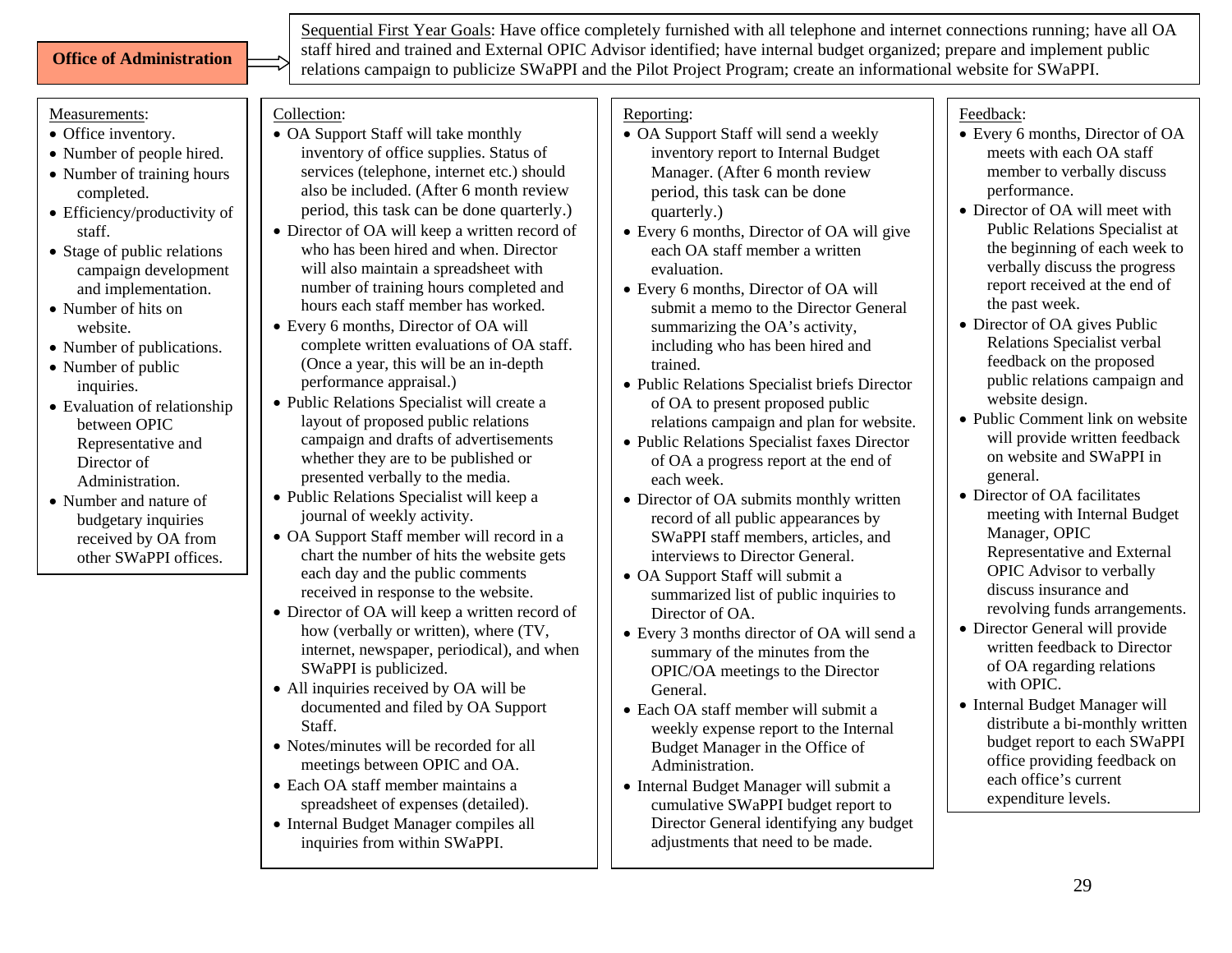**Office of Administration**

Sequential First Year Goals: Have office completely furnished with all telephone and internet connections running; have all OA staff hired and trained and External OPIC Advisor identified; have internal budget organized; prepare and implement public relations campaign to publicize SWaPPI and the Pilot Project Program; create an informational website for SWaPPI.

Measurements:

- Office inventory.
- Number of people hired.
- Number of training hours completed.
- Efficiency/productivity of staff.
- Stage of public relations campaign development and implementation.
- Number of hits on website.
- Number of publications.
- Number of public inquiries.
- Evaluation of relationship between OPIC Representative and Director of Administration.
- Number and nature of budgetary inquiries received by OA from other SWaPPI offices.

Collection:

- OA Support Staff will take monthly inventory of office supplies. Status of services (telephone, internet etc.) should also be included. (After 6 month review period, this task can be done quarterly.)
- Director of OA will keep a written record of who has been hired and when. Director will also maintain a spreadsheet with number of training hours completed and hours each staff member has worked.
- Every 6 months, Director of OA will complete written evaluations of OA staff. (Once a year, this will be an in-depth performance appraisal.)
- Public Relations Specialist will create a layout of proposed public relations campaign and drafts of advertisements whether they are to be published or presented verbally to the media.
- Public Relations Specialist will keep a journal of weekly activity.
- OA Support Staff member will record in a chart the number of hits the website gets each day and the public comments received in response to the website.
- Director of OA will keep a written record of how (verbally or written), where (TV, internet, newspaper, periodical), and when SWaPPI is publicized.
- All inquiries received by OA will be documented and filed by OA Support Staff.
- Notes/minutes will be recorded for all meetings between OPIC and OA.
- Each OA staff member maintains a spreadsheet of expenses (detailed).
- Internal Budget Manager compiles all inquiries from within SWaPPI.

Reporting:

- OA Support Staff will send a weekly inventory report to Internal Budget Manager. (After 6 month review period, this task can be done quarterly.)
- Every 6 months, Director of OA will give each OA staff member a written evaluation.
- Every 6 months, Director of OA will submit a memo to the Director General summarizing the OA's activity, including who has been hired and trained.
- Public Relations Specialist briefs Director of OA to present proposed public relations campaign and plan for website.
- Public Relations Specialist faxes Director of OA a progress report at the end of each week.
- Director of OA submits monthly written record of all public appearances by SWaPPI staff members, articles, and interviews to Director General.
- OA Support Staff will submit a summarized list of public inquiries to Director of OA.
- Every 3 months director of OA will send a summary of the minutes from the OPIC/OA meetings to the Director General.
- Each OA staff member will submit a weekly expense report to the Internal Budget Manager in the Office of Administration.
- Internal Budget Manager will submit a cumulative SWaPPI budget report to Director General identifying any budget adjustments that need to be made.

Feedback:

- Every 6 months, Director of OA meets with each OA staff member to verbally discuss performance.
- Director of OA will meet with Public Relations Specialist at the beginning of each week to verbally discuss the progress report received at the end of the past week.
- Director of OA gives Public Relations Specialist verbal feedback on the proposed public relations campaign and website design.
- Public Comment link on website will provide written feedback on website and SWaPPI in general.
- Director of OA facilitates meeting with Internal Budget Manager, OPIC Representative and External OPIC Advisor to verbally discuss insurance and revolving funds arrangements.
- Director General will provide written feedback to Director of OA regarding relations with OPIC.
- Internal Budget Manager will distribute a bi-monthly written budget report to each SWaPPI office providing feedback on each office's current expenditure levels.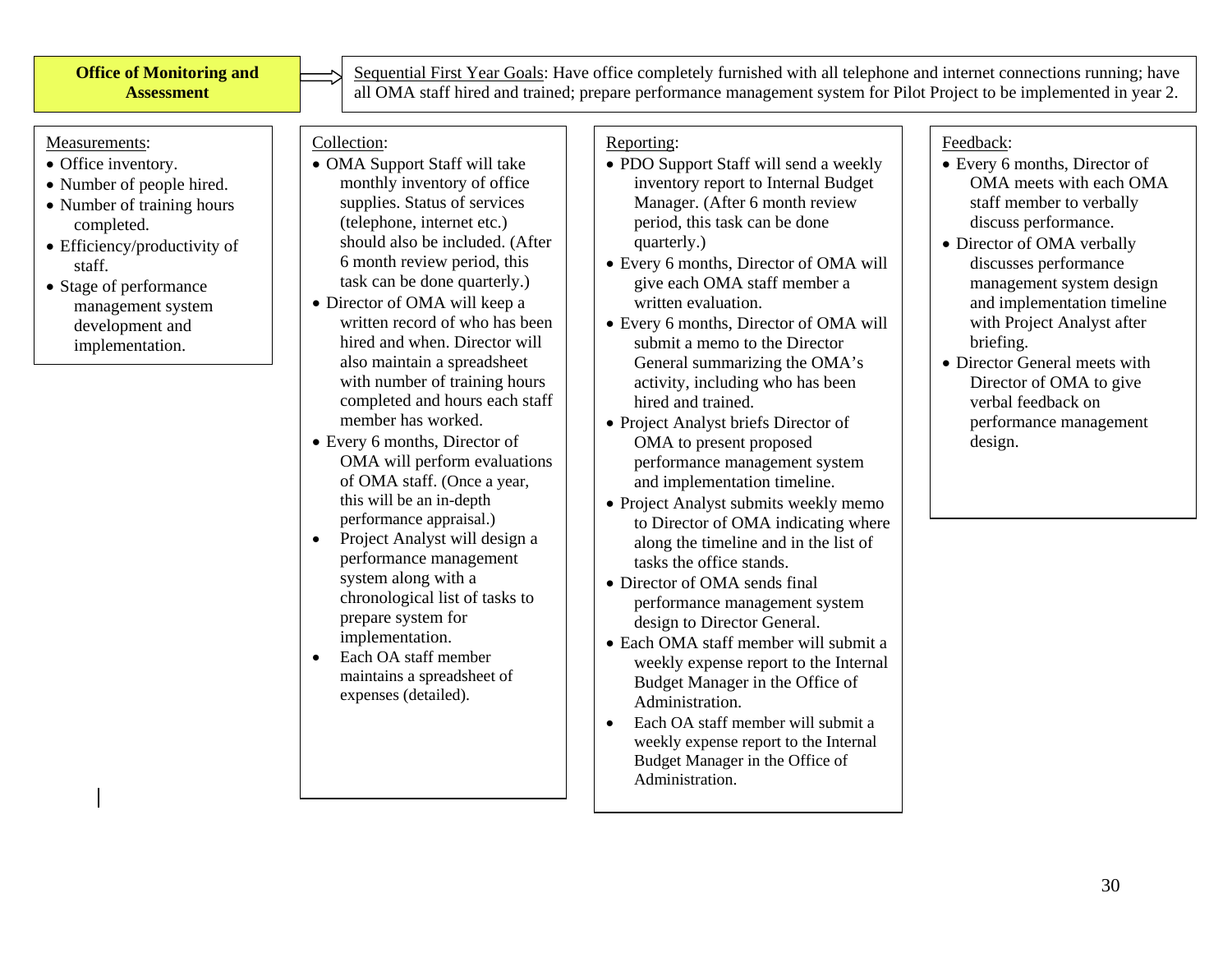**Office of Monitoring and Assessment**

<u>Sequential First Year Goals</u>: Have office completely furnished with all telephone and internet connections running; have all OMA staff hired and trained; prepare performance management system for Pilot Project to be implemented in year 2.

<u>Measurements</u>:

- Office inventory.
- Number of people hired.
- Number of training hours completed.
- Efficiency/productivity of staff.
- Stage of performance management system development and implementation.

<u>Collection</u>:

- OMA Support Staff will take monthly inventory of office supplies. Status of services (telephone, internet etc.) should also be included. (After 6 month review period, this task can be done quarterly.)
- Director of OMA will keep a written record of who has been hired and when. Director will also maintain a spreadsheet with number of training hours completed and hours each staff member has worked.
- Every 6 months, Director of OMA will perform evaluations of OMA staff. (Once a year, this will be an in-depth performance appraisal.)
- Project Analyst will design a performance management system along with a chronological list of tasks to prepare system for implementation.
- Each OA staff member maintains a spreadsheet of expenses (detailed).

<u>Reporting</u>:

- PDO Support Staff will send a weekly inventory report to Internal Budget Manager. (After 6 month review period, this task can be done quarterly.)
- Every 6 months, Director of OMA will give each OMA staff member a written evaluation.
- Every 6 months, Director of OMA will submit a memo to the Director General summarizing the OMA's activity, including who has been hired and trained.
- Project Analyst briefs Director of OMA to present proposed performance management system and implementation timeline.
- Project Analyst submits weekly memo to Director of OMA indicating where along the timeline and in the list of tasks the office stands.
- Director of OMA sends final performance management system design to Director General.
- Each OMA staff member will submit a weekly expense report to the Internal Budget Manager in the Office of Administration.
- Each OA staff member will submit a weekly expense report to the Internal Budget Manager in the Office of Administration.

<u>Feedback</u>:

- Every 6 months, Director of OMA meets with each OMA staff member to verbally discuss performance.
- Director of OMA verbally discusses performance management system design and implementation timeline with Project Analyst after briefing.
- Director General meets with Director of OMA to give verbal feedback on performance management design.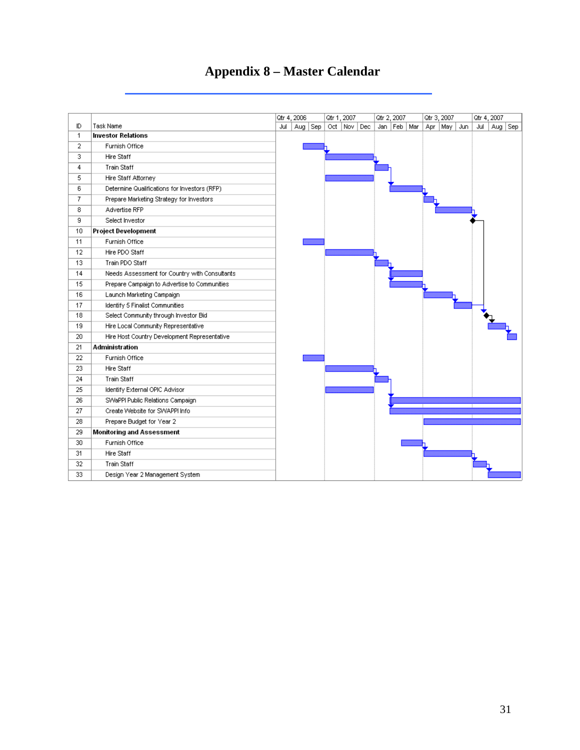# Appendix 8 – Master Calendar

| ID | Task Name |
|---|---|
| 1 | **Investor Relations** |
| 2 | Furnish Office |
| 3 | Hire Staff |
| 4 | Train Staff |
| 5 | Hire Staff Attorney |
| 6 | Determine Qualifications for Investors (RFP) |
| 7 | Prepare Marketing Strategy for Investors |
| 8 | Advertise RFP |
| 9 | Select Investor |
| 10 | **Project Development** |
| 11 | Furnish Office |
| 12 | Hire PDO Staff |
| 13 | Train PDO Staff |
| 14 | Needs Assessment for Country with Consultants |
| 15 | Prepare Campaign to Advertise to Communities |
| 16 | Launch Marketing Campaign |
| 17 | Identify 5 Finalist Communities |
| 18 | Select Community through Investor Bid |
| 19 | Hire Local Community Representative |
| 20 | Hire Host Country Development Representative |
| 21 | **Administration** |
| 22 | Furnish Office |
| 23 | Hire Staff |
| 24 | Train Staff |
| 25 | Identify External OPIC Advisor |
| 26 | SWaPPI Public Relations Campaign |
| 27 | Create Website for SWAPPI Info |
| 28 | Prepare Budget for Year 2 |
| 29 | **Monitoring and Assessment** |
| 30 | Furnish Office |
| 31 | Hire Staff |
| 32 | Train Staff |
| 33 | Design Year 2 Management System |

Qtr 4, 2006 Qtr 1, 2007 Qtr 2, 2007 Qtr 3, 2007 Qtr 4, 2007

Jul Aug Sep Oct Nov Dec Jan Feb Mar Apr May Jun Jul Aug Sep